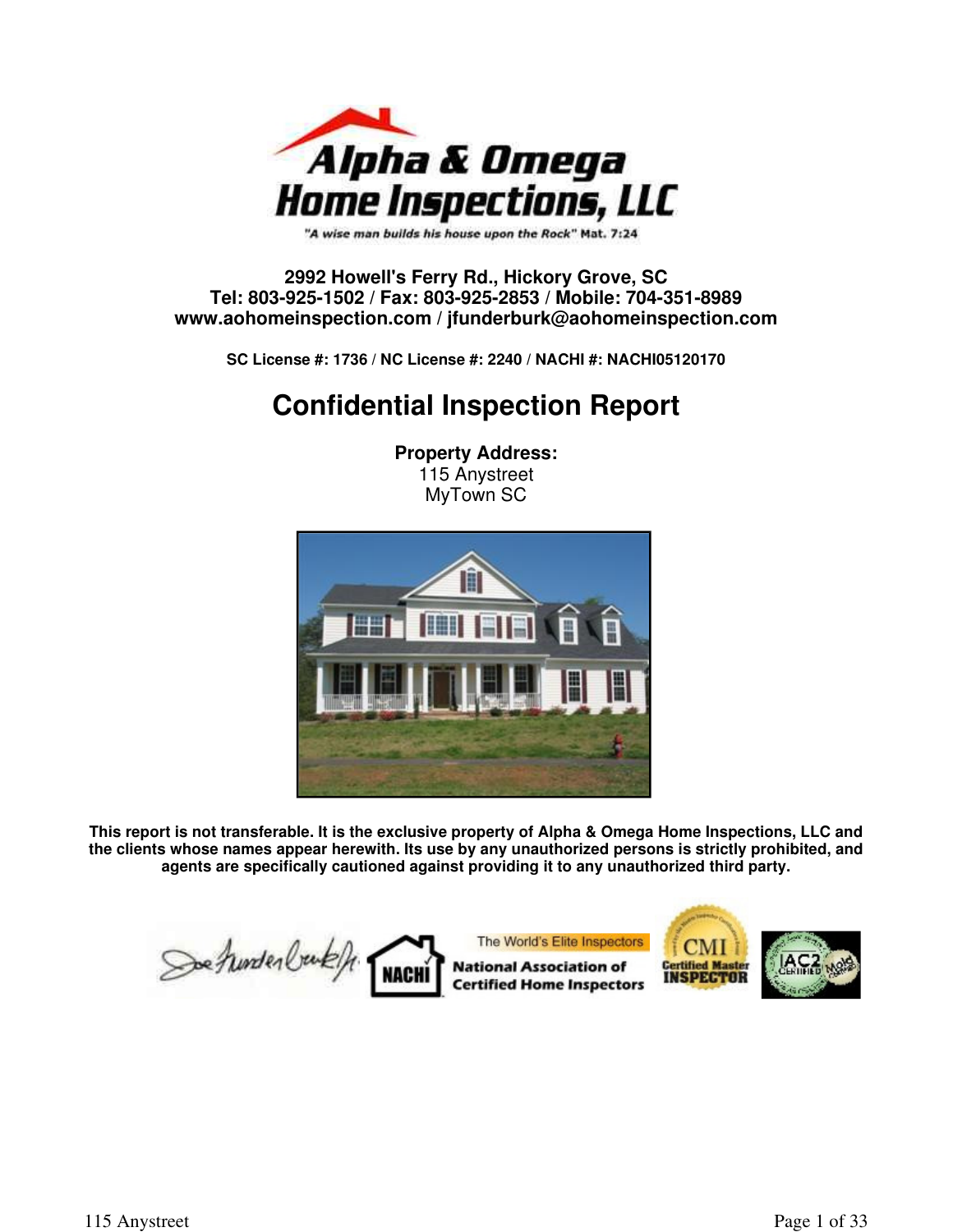# Alpha & Omega Home Inspections, LLC

*"A wise man builds his house upon the Rock" Mat. 7:24*

**2992 Howell's Ferry Rd., Hickory Grove, SC**
**Tel: 803-925-1502 / Fax: 803-925-2853 / Mobile: 704-351-8989**
**www.aohomeinspection.com / jfunderburk@aohomeinspection.com**

**SC License #: 1736 / NC License #: 2240 / NACHI #: NACHI05120170**

# Confidential Inspection Report

**Property Address:**
115 Anystreet
MyTown SC

**This report is not transferable. It is the exclusive property of Alpha & Omega Home Inspections, LLC and the clients whose names appear herewith. Its use by any unauthorized persons is strictly prohibited, and agents are specifically cautioned against providing it to any unauthorized third party.**

NACHI
The World's Elite Inspectors
National Association of Certified Home Inspectors
CMI Certified Master Inspector
IAC2 Certified Mold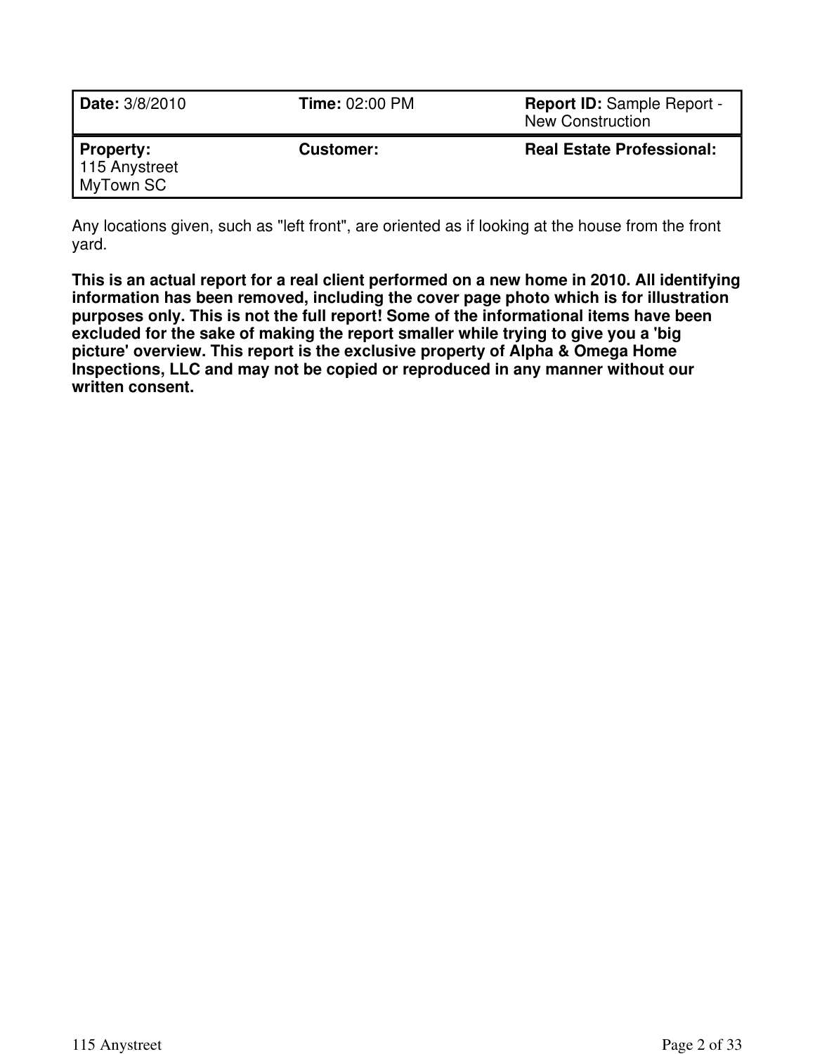| **Date:** 3/8/2010 | **Time:** 02:00 PM | **Report ID:** Sample Report - New Construction |
| --- | --- | --- |
| **Property:** 115 Anystreet MyTown SC | **Customer:** | **Real Estate Professional:** |

Any locations given, such as "left front", are oriented as if looking at the house from the front yard.

**This is an actual report for a real client performed on a new home in 2010. All identifying information has been removed, including the cover page photo which is for illustration purposes only. This is not the full report! Some of the informational items have been excluded for the sake of making the report smaller while trying to give you a 'big picture' overview. This report is the exclusive property of Alpha & Omega Home Inspections, LLC and may not be copied or reproduced in any manner without our written consent.**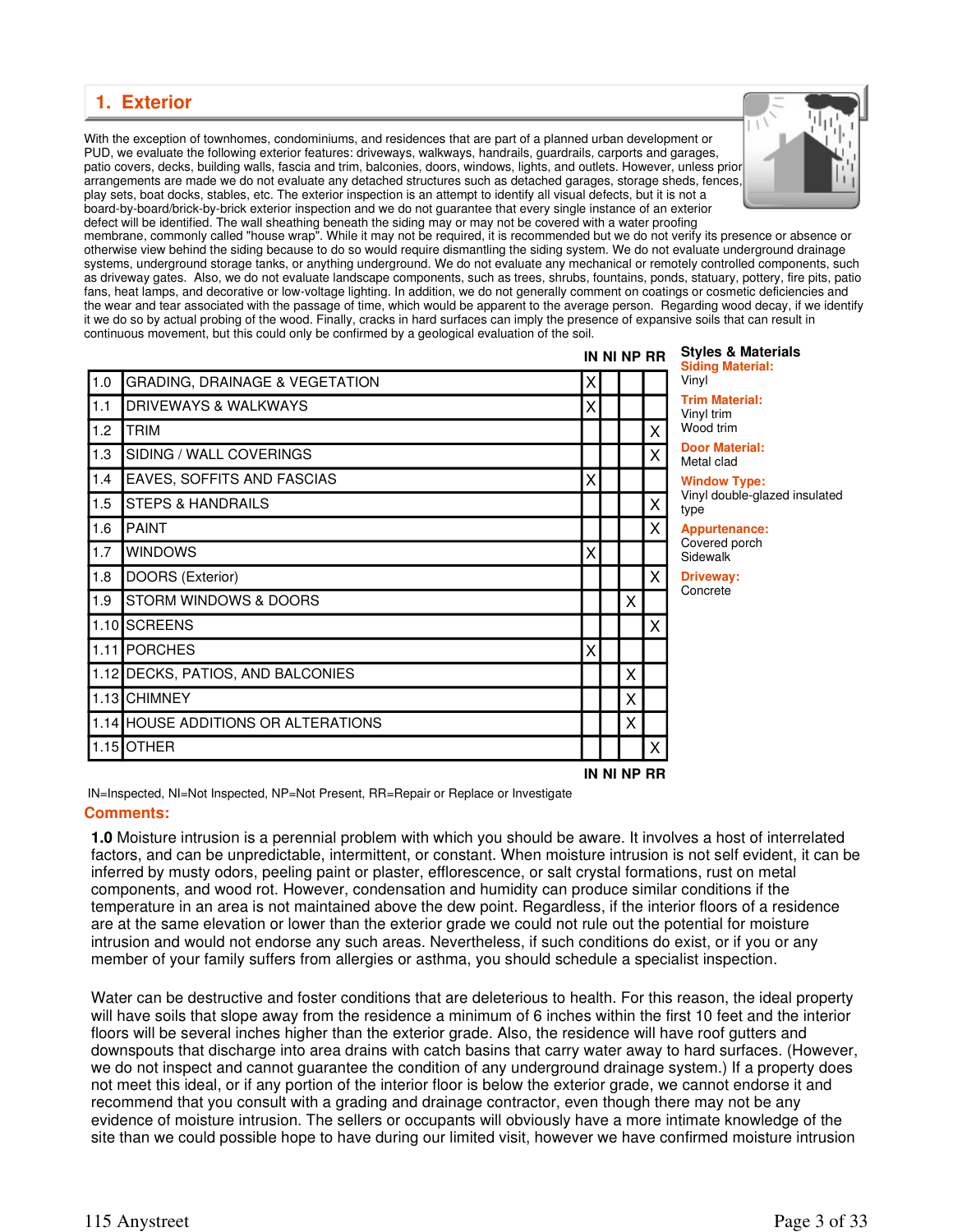## 1. Exterior

With the exception of townhomes, condominiums, and residences that are part of a planned urban development or PUD, we evaluate the following exterior features: driveways, walkways, handrails, guardrails, carports and garages, patio covers, decks, building walls, fascia and trim, balconies, doors, windows, lights, and outlets. However, unless prior arrangements are made we do not evaluate any detached structures such as detached garages, storage sheds, fences, play sets, boat docks, stables, etc. The exterior inspection is an attempt to identify all visual defects, but it is not a board-by-board/brick-by-brick exterior inspection and we do not guarantee that every single instance of an exterior defect will be identified. The wall sheathing beneath the siding may or may not be covered with a water proofing membrane, commonly called "house wrap". While it may not be required, it is recommended but we do not verify its presence or absence or otherwise view behind the siding because to do so would require dismantling the siding system. We do not evaluate underground drainage systems, underground storage tanks, or anything underground. We do not evaluate any mechanical or remotely controlled components, such as driveway gates. Also, we do not evaluate landscape components, such as trees, shrubs, fountains, ponds, statuary, pottery, fire pits, patio fans, heat lamps, and decorative or low-voltage lighting. In addition, we do not generally comment on coatings or cosmetic deficiencies and the wear and tear associated with the passage of time, which would be apparent to the average person. Regarding wood decay, if we identify it we do so by actual probing of the wood. Finally, cracks in hard surfaces can imply the presence of expansive soils that can result in continuous movement, but this could only be confirmed by a geological evaluation of the soil.

| | | IN | NI | NP | RR |
|---|---|---|---|---|---|
| 1.0 | GRADING, DRAINAGE & VEGETATION | X | | | |
| 1.1 | DRIVEWAYS & WALKWAYS | X | | | |
| 1.2 | TRIM | | | | X |
| 1.3 | SIDING / WALL COVERINGS | | | | X |
| 1.4 | EAVES, SOFFITS AND FASCIAS | X | | | |
| 1.5 | STEPS & HANDRAILS | | | | X |
| 1.6 | PAINT | | | | X |
| 1.7 | WINDOWS | X | | | |
| 1.8 | DOORS (Exterior) | | | | X |
| 1.9 | STORM WINDOWS & DOORS | | | X | |
| 1.10 | SCREENS | | | | X |
| 1.11 | PORCHES | X | | | |
| 1.12 | DECKS, PATIOS, AND BALCONIES | | | X | |
| 1.13 | CHIMNEY | | | X | |
| 1.14 | HOUSE ADDITIONS OR ALTERATIONS | | | X | |
| 1.15 | OTHER | | | | X |

IN=Inspected, NI=Not Inspected, NP=Not Present, RR=Repair or Replace or Investigate

**Styles & Materials**

**Siding Material:**
Vinyl

**Trim Material:**
Vinyl trim
Wood trim

**Door Material:**
Metal clad

**Window Type:**
Vinyl double-glazed insulated type

**Appurtenance:**
Covered porch
Sidewalk

**Driveway:**
Concrete

### Comments:

**1.0** Moisture intrusion is a perennial problem with which you should be aware. It involves a host of interrelated factors, and can be unpredictable, intermittent, or constant. When moisture intrusion is not self evident, it can be inferred by musty odors, peeling paint or plaster, efflorescence, or salt crystal formations, rust on metal components, and wood rot. However, condensation and humidity can produce similar conditions if the temperature in an area is not maintained above the dew point. Regardless, if the interior floors of a residence are at the same elevation or lower than the exterior grade we could not rule out the potential for moisture intrusion and would not endorse any such areas. Nevertheless, if such conditions do exist, or if you or any member of your family suffers from allergies or asthma, you should schedule a specialist inspection.

Water can be destructive and foster conditions that are deleterious to health. For this reason, the ideal property will have soils that slope away from the residence a minimum of 6 inches within the first 10 feet and the interior floors will be several inches higher than the exterior grade. Also, the residence will have roof gutters and downspouts that discharge into area drains with catch basins that carry water away to hard surfaces. (However, we do not inspect and cannot guarantee the condition of any underground drainage system.) If a property does not meet this ideal, or if any portion of the interior floor is below the exterior grade, we cannot endorse it and recommend that you consult with a grading and drainage contractor, even though there may not be any evidence of moisture intrusion. The sellers or occupants will obviously have a more intimate knowledge of the site than we could possible hope to have during our limited visit, however we have confirmed moisture intrusion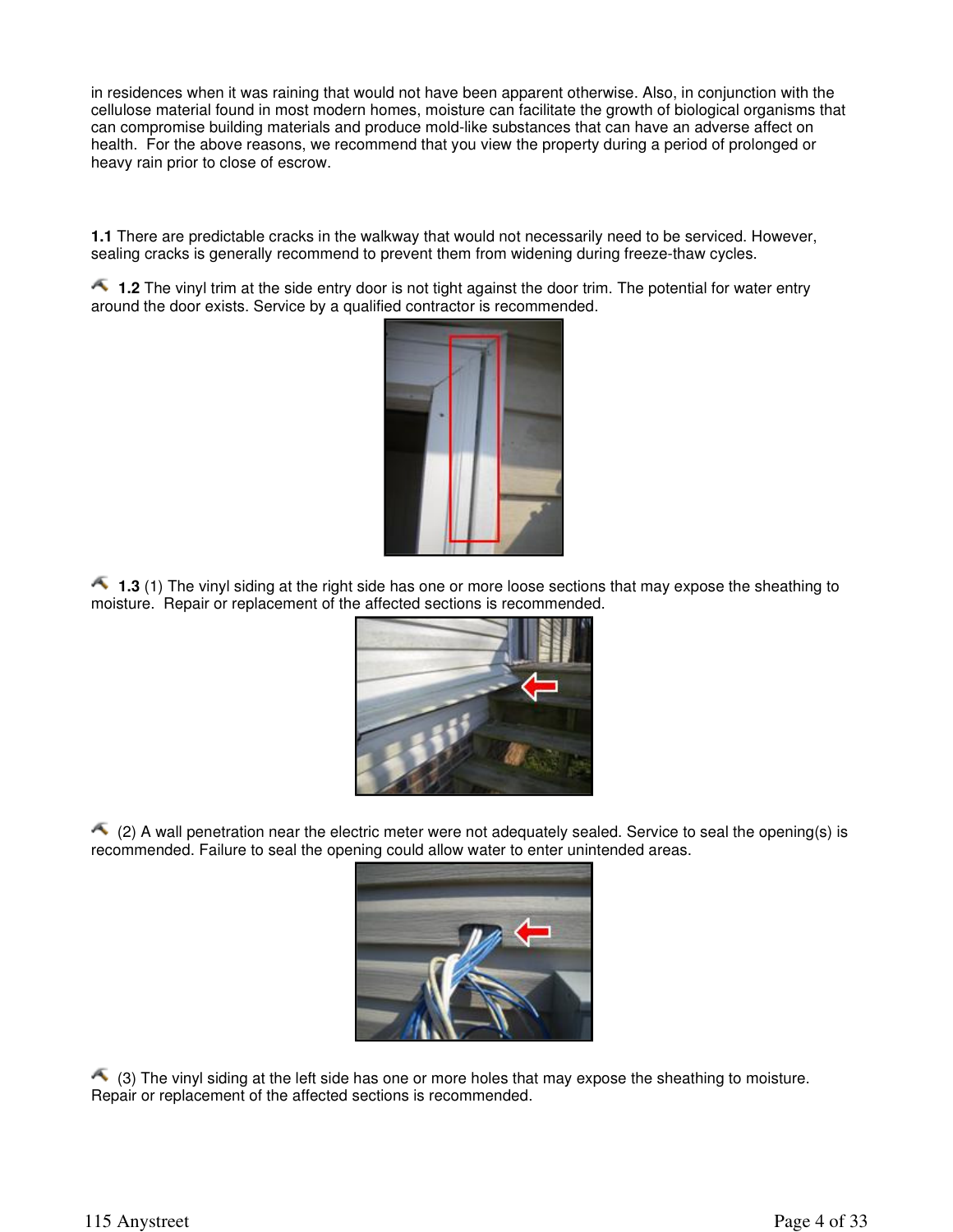in residences when it was raining that would not have been apparent otherwise. Also, in conjunction with the cellulose material found in most modern homes, moisture can facilitate the growth of biological organisms that can compromise building materials and produce mold-like substances that can have an adverse affect on health. For the above reasons, we recommend that you view the property during a period of prolonged or heavy rain prior to close of escrow.

**1.1** There are predictable cracks in the walkway that would not necessarily need to be serviced. However, sealing cracks is generally recommend to prevent them from widening during freeze-thaw cycles.

**1.2** The vinyl trim at the side entry door is not tight against the door trim. The potential for water entry around the door exists. Service by a qualified contractor is recommended.

**1.3** (1) The vinyl siding at the right side has one or more loose sections that may expose the sheathing to moisture. Repair or replacement of the affected sections is recommended.

(2) A wall penetration near the electric meter were not adequately sealed. Service to seal the opening(s) is recommended. Failure to seal the opening could allow water to enter unintended areas.

(3) The vinyl siding at the left side has one or more holes that may expose the sheathing to moisture. Repair or replacement of the affected sections is recommended.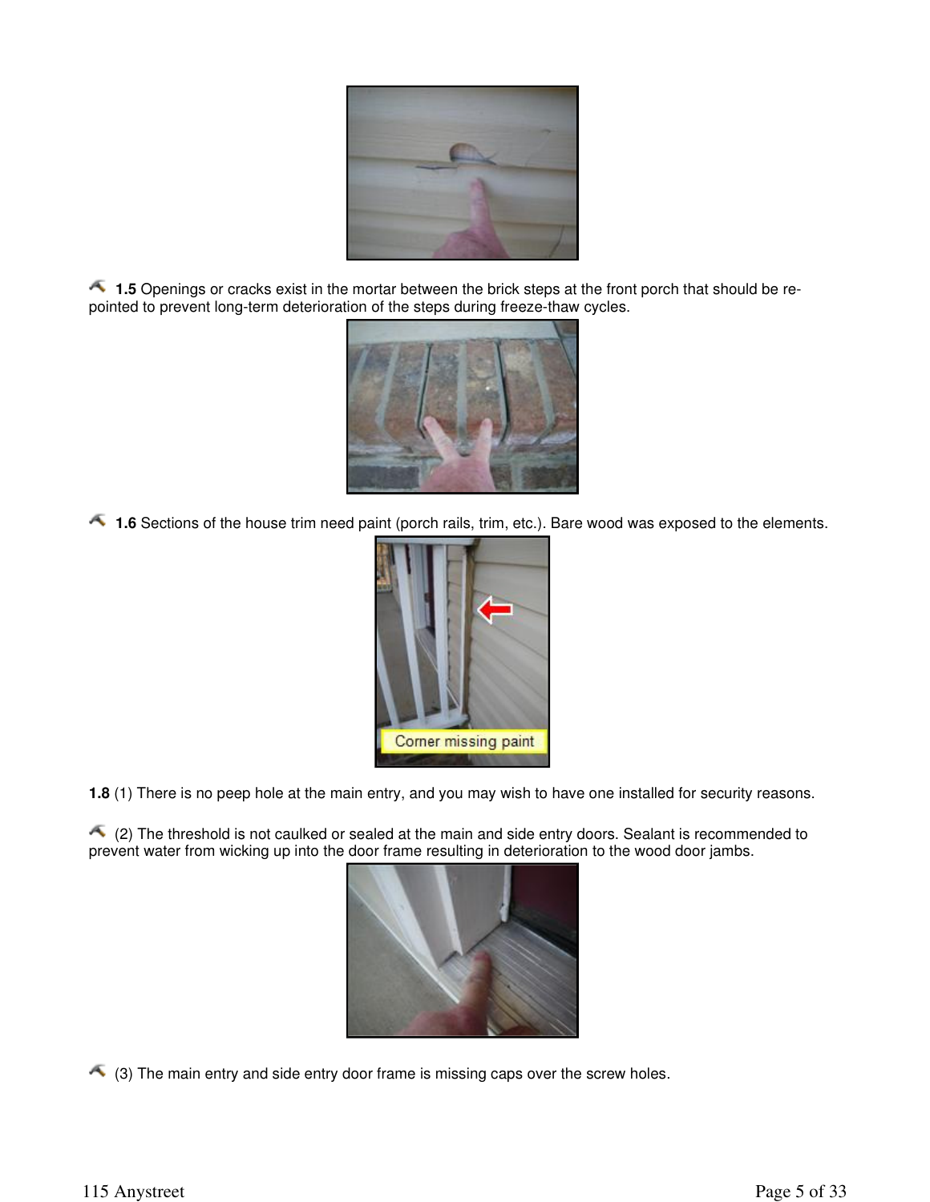**1.5** Openings or cracks exist in the mortar between the brick steps at the front porch that should be re-pointed to prevent long-term deterioration of the steps during freeze-thaw cycles.

**1.6** Sections of the house trim need paint (porch rails, trim, etc.). Bare wood was exposed to the elements.

Corner missing paint

**1.8** (1) There is no peep hole at the main entry, and you may wish to have one installed for security reasons.

(2) The threshold is not caulked or sealed at the main and side entry doors. Sealant is recommended to prevent water from wicking up into the door frame resulting in deterioration to the wood door jambs.

(3) The main entry and side entry door frame is missing caps over the screw holes.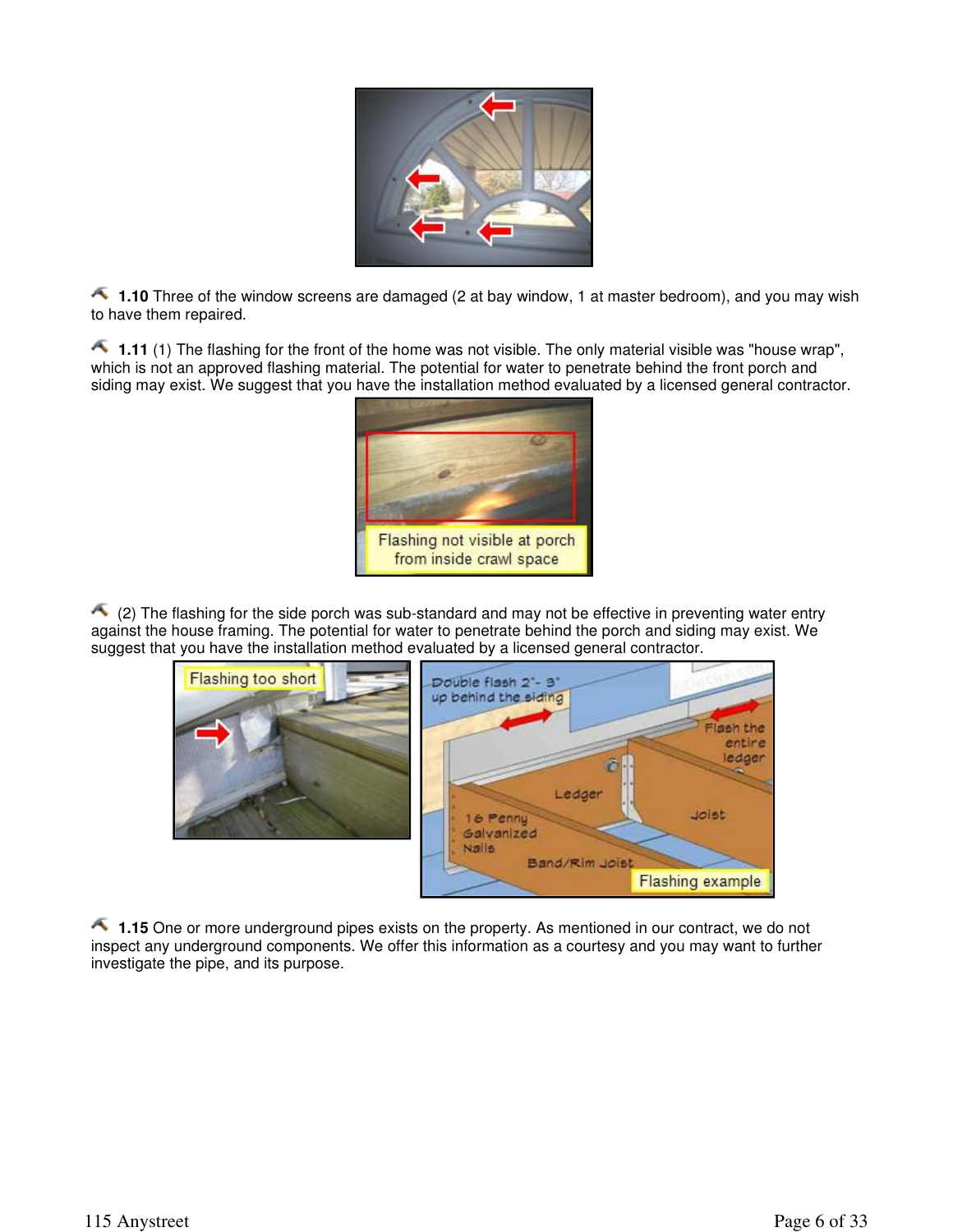**1.10** Three of the window screens are damaged (2 at bay window, 1 at master bedroom), and you may wish to have them repaired.

**1.11** (1) The flashing for the front of the home was not visible. The only material visible was "house wrap", which is not an approved flashing material. The potential for water to penetrate behind the front porch and siding may exist. We suggest that you have the installation method evaluated by a licensed general contractor.

Flashing not visible at porch from inside crawl space

(2) The flashing for the side porch was sub-standard and may not be effective in preventing water entry against the house framing. The potential for water to penetrate behind the porch and siding may exist. We suggest that you have the installation method evaluated by a licensed general contractor.

Flashing too short

Flashing example

**1.15** One or more underground pipes exists on the property. As mentioned in our contract, we do not inspect any underground components. We offer this information as a courtesy and you may want to further investigate the pipe, and its purpose.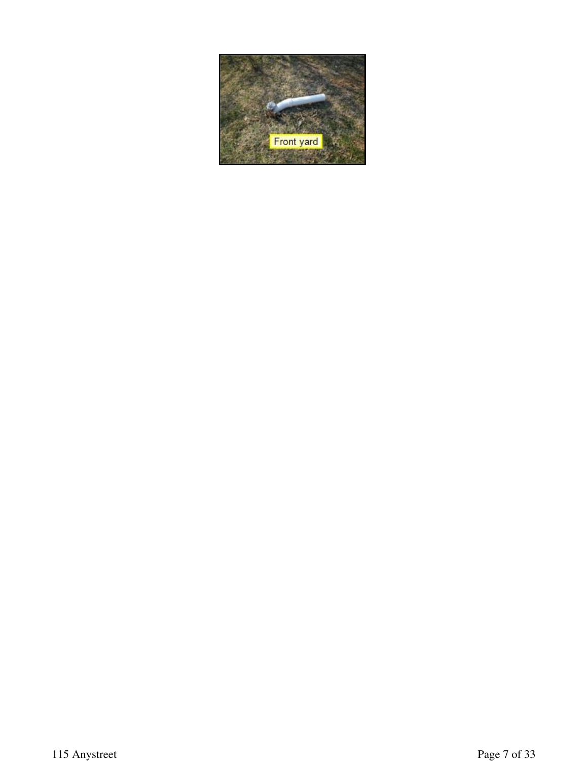Front yard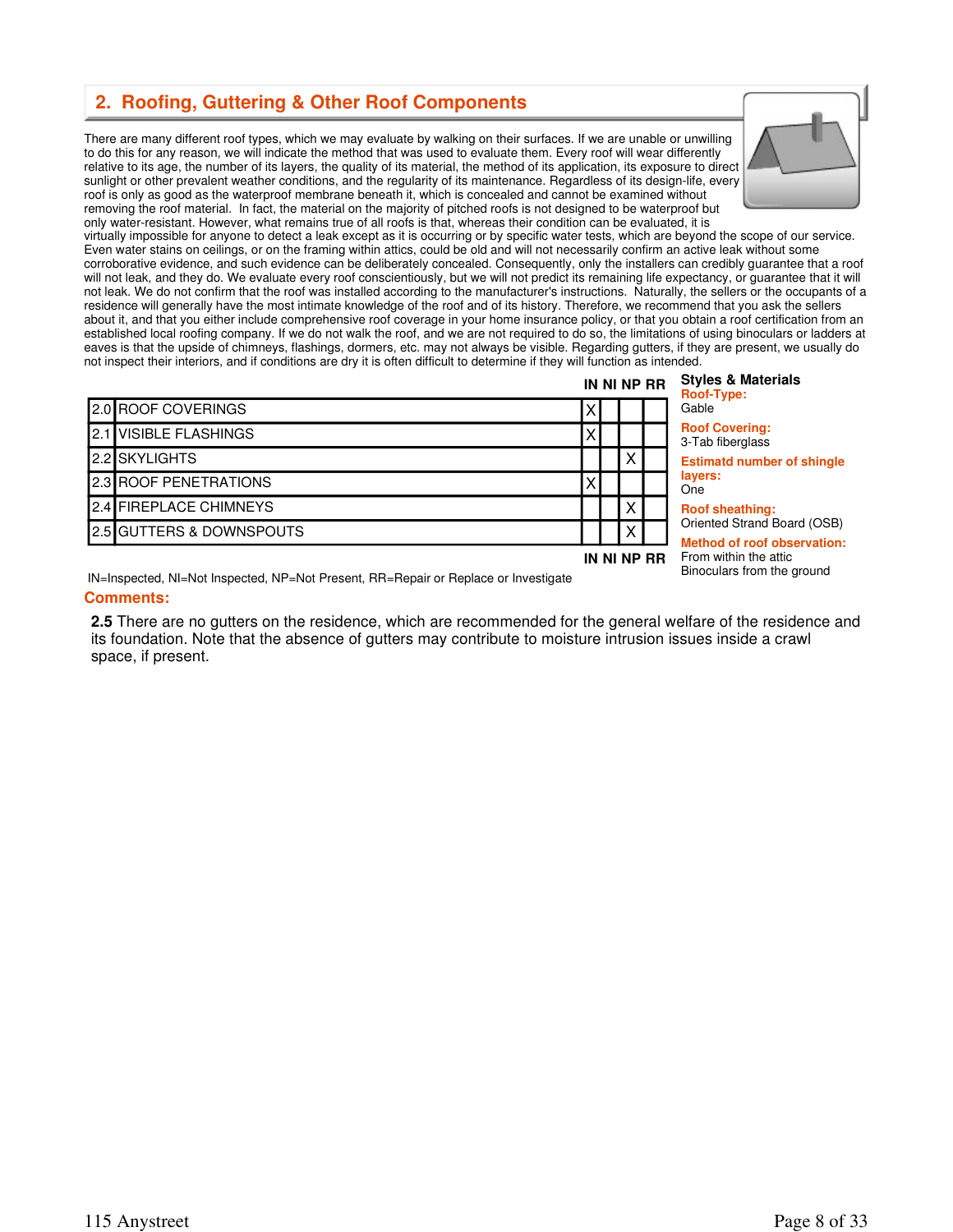## 2. Roofing, Guttering & Other Roof Components

There are many different roof types, which we may evaluate by walking on their surfaces. If we are unable or unwilling to do this for any reason, we will indicate the method that was used to evaluate them. Every roof will wear differently relative to its age, the number of its layers, the quality of its material, the method of its application, its exposure to direct sunlight or other prevalent weather conditions, and the regularity of its maintenance. Regardless of its design-life, every roof is only as good as the waterproof membrane beneath it, which is concealed and cannot be examined without removing the roof material. In fact, the material on the majority of pitched roofs is not designed to be waterproof but only water-resistant. However, what remains true of all roofs is that, whereas their condition can be evaluated, it is virtually impossible for anyone to detect a leak except as it is occurring or by specific water tests, which are beyond the scope of our service. Even water stains on ceilings, or on the framing within attics, could be old and will not necessarily confirm an active leak without some corroborative evidence, and such evidence can be deliberately concealed. Consequently, only the installers can credibly guarantee that a roof will not leak, and they do. We evaluate every roof conscientiously, but we will not predict its remaining life expectancy, or guarantee that it will not leak. We do not confirm that the roof was installed according to the manufacturer's instructions. Naturally, the sellers or the occupants of a residence will generally have the most intimate knowledge of the roof and of its history. Therefore, we recommend that you ask the sellers about it, and that you either include comprehensive roof coverage in your home insurance policy, or that you obtain a roof certification from an established local roofing company. If we do not walk the roof, and we are not required to do so, the limitations of using binoculars or ladders at eaves is that the upside of chimneys, flashings, dormers, etc. may not always be visible. Regarding gutters, if they are present, we usually do not inspect their interiors, and if conditions are dry it is often difficult to determine if they will function as intended.

| | | IN | NI | NP | RR |
|---|---|---|---|---|---|
| 2.0 | ROOF COVERINGS | X | | | |
| 2.1 | VISIBLE FLASHINGS | X | | | |
| 2.2 | SKYLIGHTS | | | X | |
| 2.3 | ROOF PENETRATIONS | X | | | |
| 2.4 | FIREPLACE CHIMNEYS | | | X | |
| 2.5 | GUTTERS & DOWNSPOUTS | | | X | |

IN=Inspected, NI=Not Inspected, NP=Not Present, RR=Repair or Replace or Investigate

**Styles & Materials**

**Roof-Type:**
Gable

**Roof Covering:**
3-Tab fiberglass

**Estimatd number of shingle layers:**
One

**Roof sheathing:**
Oriented Strand Board (OSB)

**Method of roof observation:**
From within the attic
Binoculars from the ground

### Comments:

**2.5** There are no gutters on the residence, which are recommended for the general welfare of the residence and its foundation. Note that the absence of gutters may contribute to moisture intrusion issues inside a crawl space, if present.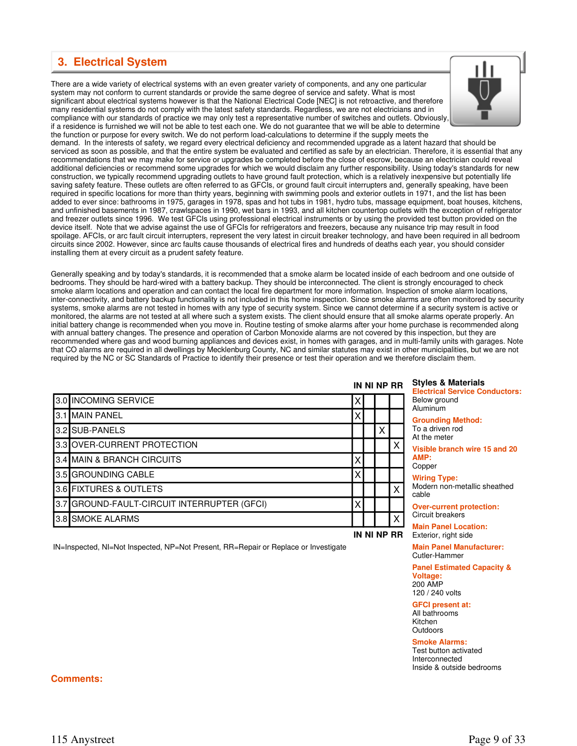## 3. Electrical System

There are a wide variety of electrical systems with an even greater variety of components, and any one particular system may not conform to current standards or provide the same degree of service and safety. What is most significant about electrical systems however is that the National Electrical Code [NEC] is not retroactive, and therefore many residential systems do not comply with the latest safety standards. Regardless, we are not electricians and in compliance with our standards of practice we may only test a representative number of switches and outlets. Obviously, if a residence is furnished we will not be able to test each one. We do not guarantee that we will be able to determine the function or purpose for every switch. We do not perform load-calculations to determine if the supply meets the demand. In the interests of safety, we regard every electrical deficiency and recommended upgrade as a latent hazard that should be serviced as soon as possible, and that the entire system be evaluated and certified as safe by an electrician. Therefore, it is essential that any recommendations that we may make for service or upgrades be completed before the close of escrow, because an electrician could reveal additional deficiencies or recommend some upgrades for which we would disclaim any further responsibility. Using today's standards for new construction, we typically recommend upgrading outlets to have ground fault protection, which is a relatively inexpensive but potentially life saving safety feature. These outlets are often referred to as GFCIs, or ground fault circuit interrupters and, generally speaking, have been required in specific locations for more than thirty years, beginning with swimming pools and exterior outlets in 1971, and the list has been added to ever since: bathrooms in 1975, garages in 1978, spas and hot tubs in 1981, hydro tubs, massage equipment, boat houses, kitchens, and unfinished basements in 1987, crawlspaces in 1990, wet bars in 1993, and all kitchen countertop outlets with the exception of refrigerator and freezer outlets since 1996. We test GFCIs using professional electrical instruments or by using the provided test button provided on the device itself. Note that we advise against the use of GFCIs for refrigerators and freezers, because any nuisance trip may result in food spoilage. AFCIs, or arc fault circuit interrupters, represent the very latest in circuit breaker technology, and have been required in all bedroom circuits since 2002. However, since arc faults cause thousands of electrical fires and hundreds of deaths each year, you should consider installing them at every circuit as a prudent safety feature.

Generally speaking and by today's standards, it is recommended that a smoke alarm be located inside of each bedroom and one outside of bedrooms. They should be hard-wired with a battery backup. They should be interconnected. The client is strongly encouraged to check smoke alarm locations and operation and can contact the local fire department for more information. Inspection of smoke alarm locations, inter-connectivity, and battery backup functionality is not included in this home inspection. Since smoke alarms are often monitored by security systems, smoke alarms are not tested in homes with any type of security system. Since we cannot determine if a security system is active or monitored, the alarms are not tested at all where such a system exists. The client should ensure that all smoke alarms operate properly. An initial battery change is recommended when you move in. Routine testing of smoke alarms after your home purchase is recommended along with annual battery changes. The presence and operation of Carbon Monoxide alarms are not covered by this inspection, but they are recommended where gas and wood burning appliances and devices exist, in homes with garages, and in multi-family units with garages. Note that CO alarms are required in all dwellings by Mecklenburg County, NC and similar statutes may exist in other municipalities, but we are not required by the NC or SC Standards of Practice to identify their presence or test their operation and we therefore disclaim them.

| | | IN | NI | NP | RR |
|---|---|---|---|---|---|
| 3.0 | INCOMING SERVICE | X | | | |
| 3.1 | MAIN PANEL | X | | | |
| 3.2 | SUB-PANELS | | | X | |
| 3.3 | OVER-CURRENT PROTECTION | | | | X |
| 3.4 | MAIN & BRANCH CIRCUITS | X | | | |
| 3.5 | GROUNDING CABLE | X | | | |
| 3.6 | FIXTURES & OUTLETS | | | | X |
| 3.7 | GROUND-FAULT-CIRCUIT INTERRUPTER (GFCI) | X | | | |
| 3.8 | SMOKE ALARMS | | | | X |

IN=Inspected, NI=Not Inspected, NP=Not Present, RR=Repair or Replace or Investigate

### Styles & Materials

**Electrical Service Conductors:**
Below ground
Aluminum

**Grounding Method:**
To a driven rod
At the meter

**Visible branch wire 15 and 20 AMP:**
Copper

**Wiring Type:**
Modern non-metallic sheathed cable

**Over-current protection:**
Circuit breakers

**Main Panel Location:**
Exterior, right side

**Main Panel Manufacturer:**
Cutler-Hammer

**Panel Estimated Capacity & Voltage:**
200 AMP
120 / 240 volts

**GFCI present at:**
All bathrooms
Kitchen
Outdoors

**Smoke Alarms:**
Test button activated
Interconnected
Inside & outside bedrooms

**Comments:**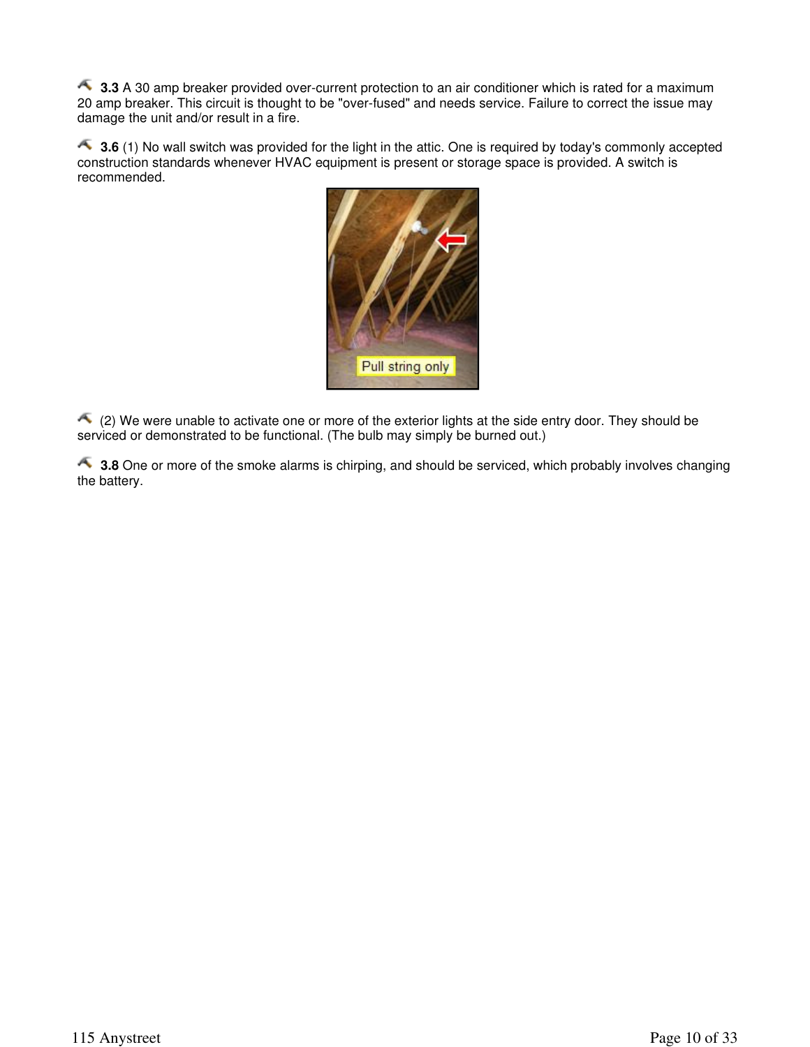**3.3** A 30 amp breaker provided over-current protection to an air conditioner which is rated for a maximum 20 amp breaker. This circuit is thought to be "over-fused" and needs service. Failure to correct the issue may damage the unit and/or result in a fire.

**3.6** (1) No wall switch was provided for the light in the attic. One is required by today's commonly accepted construction standards whenever HVAC equipment is present or storage space is provided. A switch is recommended.

(2) We were unable to activate one or more of the exterior lights at the side entry door. They should be serviced or demonstrated to be functional. (The bulb may simply be burned out.)

**3.8** One or more of the smoke alarms is chirping, and should be serviced, which probably involves changing the battery.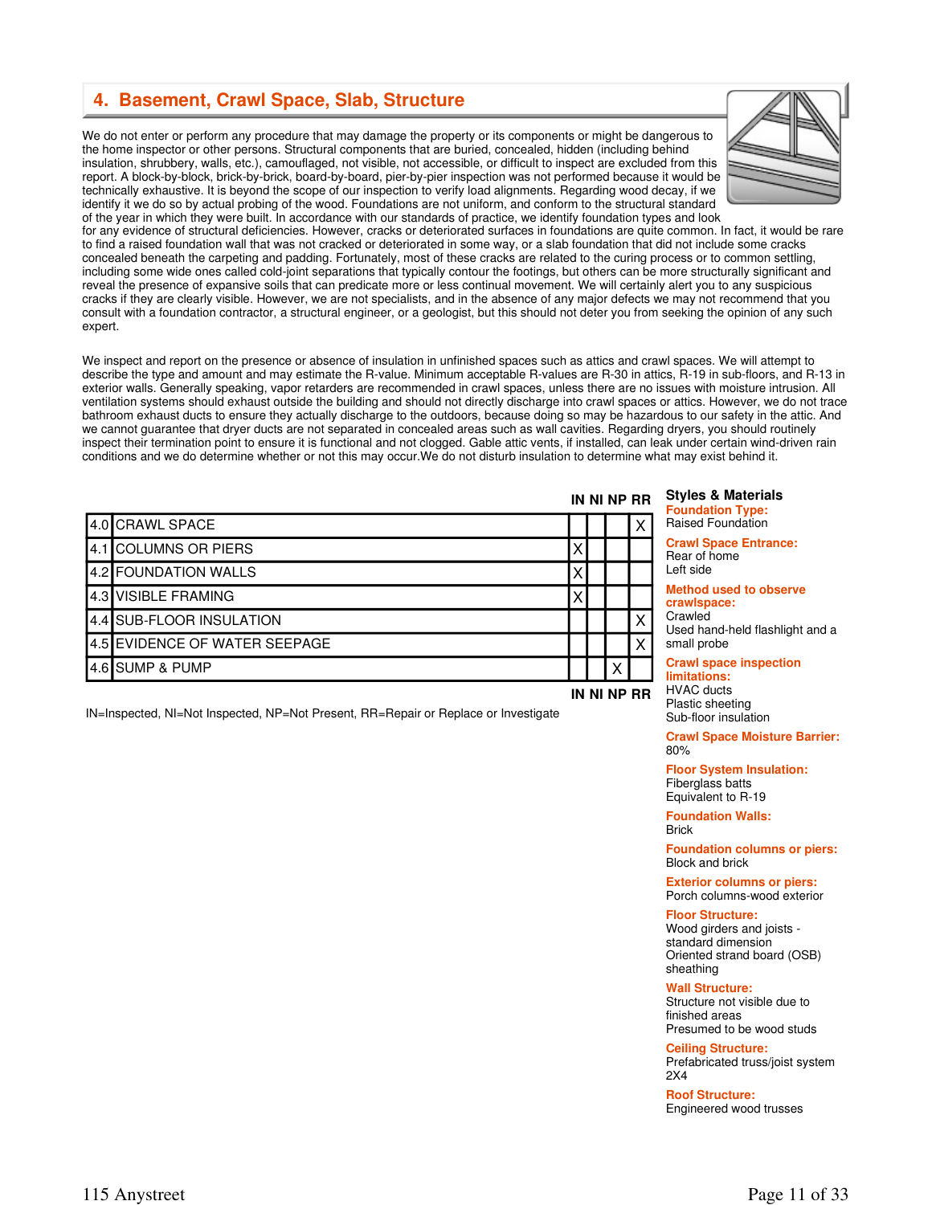## 4. Basement, Crawl Space, Slab, Structure

We do not enter or perform any procedure that may damage the property or its components or might be dangerous to the home inspector or other persons. Structural components that are buried, concealed, hidden (including behind insulation, shrubbery, walls, etc.), camouflaged, not visible, not accessible, or difficult to inspect are excluded from this report. A block-by-block, brick-by-brick, board-by-board, pier-by-pier inspection was not performed because it would be technically exhaustive. It is beyond the scope of our inspection to verify load alignments. Regarding wood decay, if we identify it we do so by actual probing of the wood. Foundations are not uniform, and conform to the structural standard of the year in which they were built. In accordance with our standards of practice, we identify foundation types and look for any evidence of structural deficiencies. However, cracks or deteriorated surfaces in foundations are quite common. In fact, it would be rare to find a raised foundation wall that was not cracked or deteriorated in some way, or a slab foundation that did not include some cracks concealed beneath the carpeting and padding. Fortunately, most of these cracks are related to the curing process or to common settling, including some wide ones called cold-joint separations that typically contour the footings, but others can be more structurally significant and reveal the presence of expansive soils that can predicate more or less continual movement. We will certainly alert you to any suspicious cracks if they are clearly visible. However, we are not specialists, and in the absence of any major defects we may not recommend that you consult with a foundation contractor, a structural engineer, or a geologist, but this should not deter you from seeking the opinion of any such expert.

We inspect and report on the presence or absence of insulation in unfinished spaces such as attics and crawl spaces. We will attempt to describe the type and amount and may estimate the R-value. Minimum acceptable R-values are R-30 in attics, R-19 in sub-floors, and R-13 in exterior walls. Generally speaking, vapor retarders are recommended in crawl spaces, unless there are no issues with moisture intrusion. All ventilation systems should exhaust outside the building and should not directly discharge into crawl spaces or attics. However, we do not trace bathroom exhaust ducts to ensure they actually discharge to the outdoors, because doing so may be hazardous to our safety in the attic. And we cannot guarantee that dryer ducts are not separated in concealed areas such as wall cavities. Regarding dryers, you should routinely inspect their termination point to ensure it is functional and not clogged. Gable attic vents, if installed, can leak under certain wind-driven rain conditions and we do determine whether or not this may occur.We do not disturb insulation to determine what may exist behind it.

| | | IN | NI | NP | RR |
|---|---|---|---|---|---|
| 4.0 | CRAWL SPACE | | | | X |
| 4.1 | COLUMNS OR PIERS | X | | | |
| 4.2 | FOUNDATION WALLS | X | | | |
| 4.3 | VISIBLE FRAMING | X | | | |
| 4.4 | SUB-FLOOR INSULATION | | | | X |
| 4.5 | EVIDENCE OF WATER SEEPAGE | | | | X |
| 4.6 | SUMP & PUMP | | | X | |

IN=Inspected, NI=Not Inspected, NP=Not Present, RR=Repair or Replace or Investigate

### Styles & Materials

**Foundation Type:**
Raised Foundation

**Crawl Space Entrance:**
Rear of home
Left side

**Method used to observe crawlspace:**
Crawled
Used hand-held flashlight and a small probe

**Crawl space inspection limitations:**
HVAC ducts
Plastic sheeting
Sub-floor insulation

**Crawl Space Moisture Barrier:**
80%

**Floor System Insulation:**
Fiberglass batts
Equivalent to R-19

**Foundation Walls:**
Brick

**Foundation columns or piers:**
Block and brick

**Exterior columns or piers:**
Porch columns-wood exterior

**Floor Structure:**
Wood girders and joists - standard dimension
Oriented strand board (OSB) sheathing

**Wall Structure:**
Structure not visible due to finished areas
Presumed to be wood studs

**Ceiling Structure:**
Prefabricated truss/joist system
2X4

**Roof Structure:**
Engineered wood trusses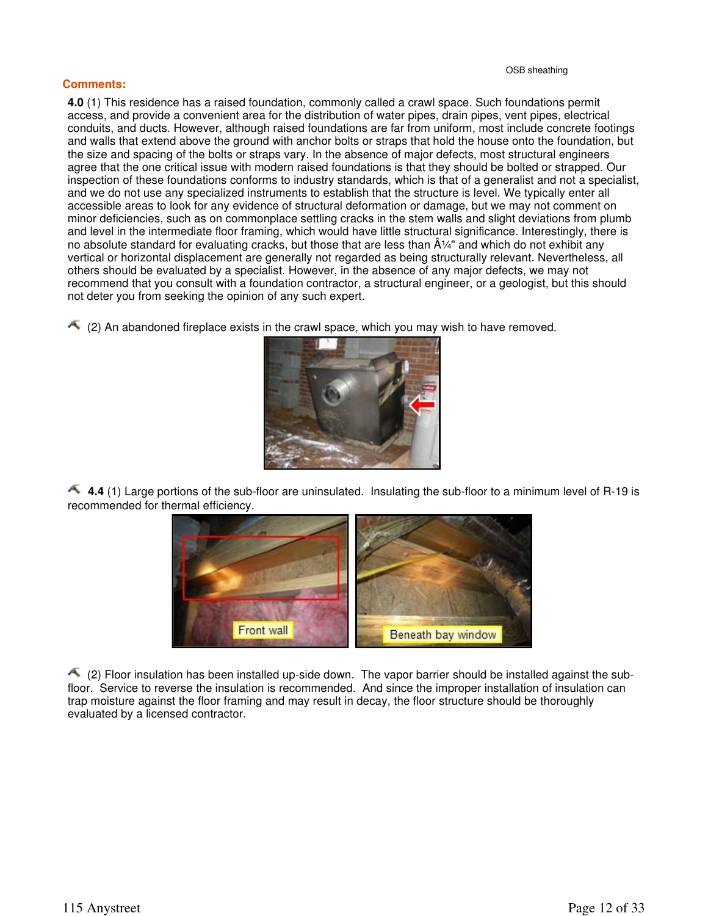OSB sheathing

**Comments:**

**4.0** (1) This residence has a raised foundation, commonly called a crawl space. Such foundations permit access, and provide a convenient area for the distribution of water pipes, drain pipes, vent pipes, electrical conduits, and ducts. However, although raised foundations are far from uniform, most include concrete footings and walls that extend above the ground with anchor bolts or straps that hold the house onto the foundation, but the size and spacing of the bolts or straps vary. In the absence of major defects, most structural engineers agree that the one critical issue with modern raised foundations is that they should be bolted or strapped. Our inspection of these foundations conforms to industry standards, which is that of a generalist and not a specialist, and we do not use any specialized instruments to establish that the structure is level. We typically enter all accessible areas to look for any evidence of structural deformation or damage, but we may not comment on minor deficiencies, such as on commonplace settling cracks in the stem walls and slight deviations from plumb and level in the intermediate floor framing, which would have little structural significance. Interestingly, there is no absolute standard for evaluating cracks, but those that are less than Â¼" and which do not exhibit any vertical or horizontal displacement are generally not regarded as being structurally relevant. Nevertheless, all others should be evaluated by a specialist. However, in the absence of any major defects, we may not recommend that you consult with a foundation contractor, a structural engineer, or a geologist, but this should not deter you from seeking the opinion of any such expert.

(2) An abandoned fireplace exists in the crawl space, which you may wish to have removed.

**4.4** (1) Large portions of the sub-floor are uninsulated. Insulating the sub-floor to a minimum level of R-19 is recommended for thermal efficiency.

Front wall

Beneath bay window

(2) Floor insulation has been installed up-side down. The vapor barrier should be installed against the sub-floor. Service to reverse the insulation is recommended. And since the improper installation of insulation can trap moisture against the floor framing and may result in decay, the floor structure should be thoroughly evaluated by a licensed contractor.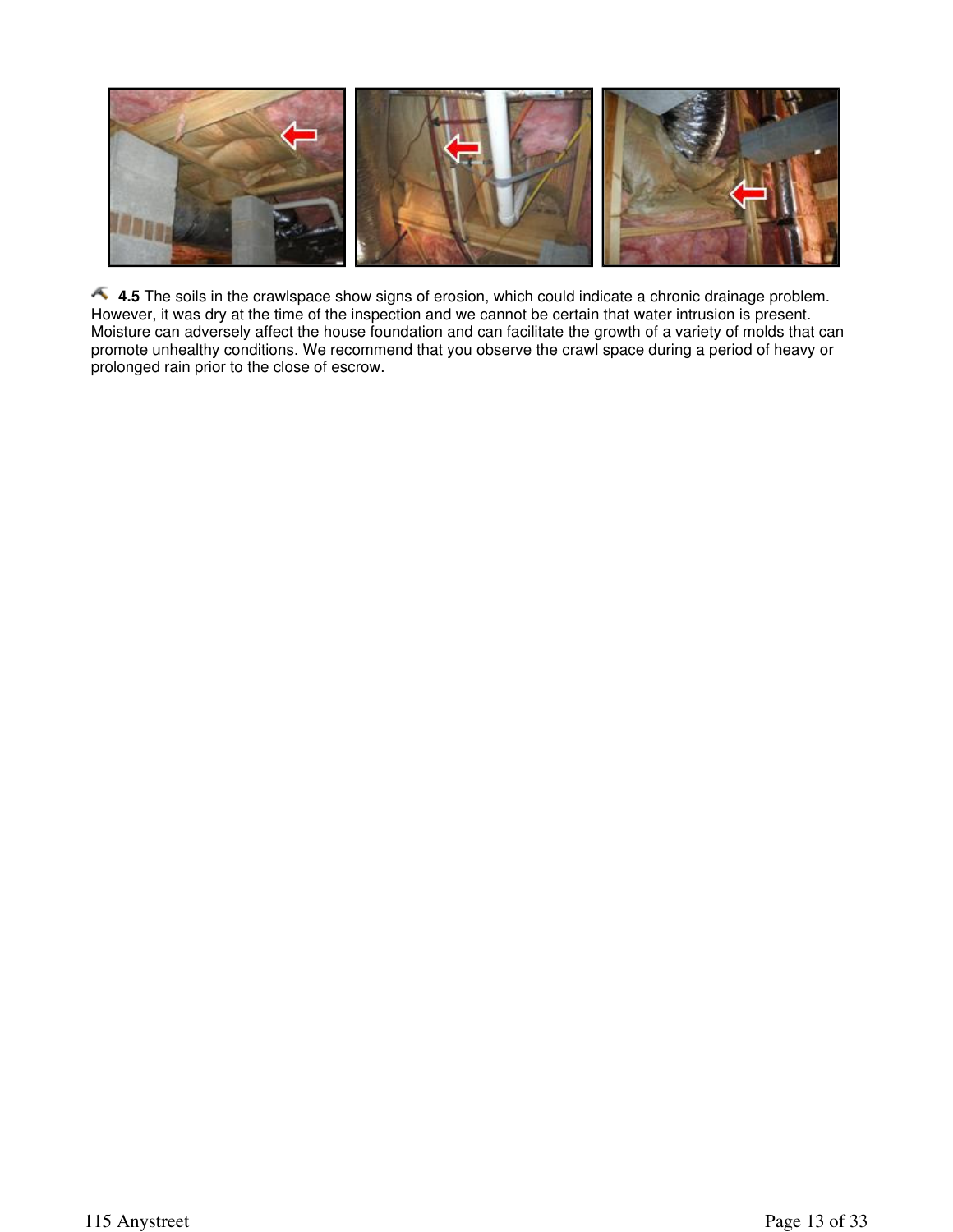**4.5** The soils in the crawlspace show signs of erosion, which could indicate a chronic drainage problem. However, it was dry at the time of the inspection and we cannot be certain that water intrusion is present. Moisture can adversely affect the house foundation and can facilitate the growth of a variety of molds that can promote unhealthy conditions. We recommend that you observe the crawl space during a period of heavy or prolonged rain prior to the close of escrow.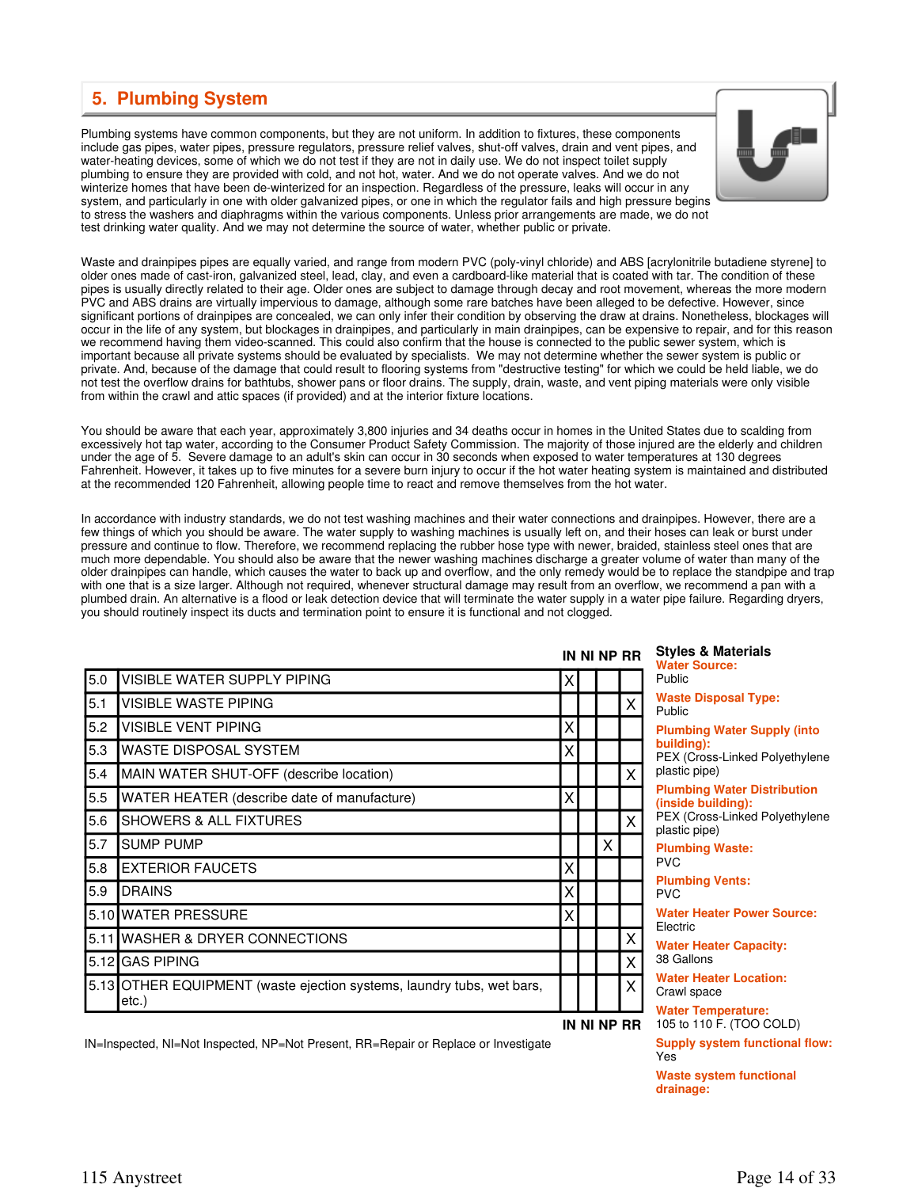## 5. Plumbing System

Plumbing systems have common components, but they are not uniform. In addition to fixtures, these components include gas pipes, water pipes, pressure regulators, pressure relief valves, shut-off valves, drain and vent pipes, and water-heating devices, some of which we do not test if they are not in daily use. We do not inspect toilet supply plumbing to ensure they are provided with cold, and not hot, water. And we do not operate valves. And we do not winterize homes that have been de-winterized for an inspection. Regardless of the pressure, leaks will occur in any system, and particularly in one with older galvanized pipes, or one in which the regulator fails and high pressure begins to stress the washers and diaphragms within the various components. Unless prior arrangements are made, we do not test drinking water quality. And we may not determine the source of water, whether public or private.

Waste and drainpipes pipes are equally varied, and range from modern PVC (poly-vinyl chloride) and ABS [acrylonitrile butadiene styrene] to older ones made of cast-iron, galvanized steel, lead, clay, and even a cardboard-like material that is coated with tar. The condition of these pipes is usually directly related to their age. Older ones are subject to damage through decay and root movement, whereas the more modern PVC and ABS drains are virtually impervious to damage, although some rare batches have been alleged to be defective. However, since significant portions of drainpipes are concealed, we can only infer their condition by observing the draw at drains. Nonetheless, blockages will occur in the life of any system, but blockages in drainpipes, and particularly in main drainpipes, can be expensive to repair, and for this reason we recommend having them video-scanned. This could also confirm that the house is connected to the public sewer system, which is important because all private systems should be evaluated by specialists. We may not determine whether the sewer system is public or private. And, because of the damage that could result to flooring systems from "destructive testing" for which we could be held liable, we do not test the overflow drains for bathtubs, shower pans or floor drains. The supply, drain, waste, and vent piping materials were only visible from within the crawl and attic spaces (if provided) and at the interior fixture locations.

You should be aware that each year, approximately 3,800 injuries and 34 deaths occur in homes in the United States due to scalding from excessively hot tap water, according to the Consumer Product Safety Commission. The majority of those injured are the elderly and children under the age of 5. Severe damage to an adult's skin can occur in 30 seconds when exposed to water temperatures at 130 degrees Fahrenheit. However, it takes up to five minutes for a severe burn injury to occur if the hot water heating system is maintained and distributed at the recommended 120 Fahrenheit, allowing people time to react and remove themselves from the hot water.

In accordance with industry standards, we do not test washing machines and their water connections and drainpipes. However, there are a few things of which you should be aware. The water supply to washing machines is usually left on, and their hoses can leak or burst under pressure and continue to flow. Therefore, we recommend replacing the rubber hose type with newer, braided, stainless steel ones that are much more dependable. You should also be aware that the newer washing machines discharge a greater volume of water than many of the older drainpipes can handle, which causes the water to back up and overflow, and the only remedy would be to replace the standpipe and trap with one that is a size larger. Although not required, whenever structural damage may result from an overflow, we recommend a pan with a plumbed drain. An alternative is a flood or leak detection device that will terminate the water supply in a water pipe failure. Regarding dryers, you should routinely inspect its ducts and termination point to ensure it is functional and not clogged.

| | | IN | NI | NP | RR |
|---|---|---|---|---|---|
| 5.0 | VISIBLE WATER SUPPLY PIPING | X | | | |
| 5.1 | VISIBLE WASTE PIPING | | | | X |
| 5.2 | VISIBLE VENT PIPING | X | | | |
| 5.3 | WASTE DISPOSAL SYSTEM | X | | | |
| 5.4 | MAIN WATER SHUT-OFF (describe location) | | | | X |
| 5.5 | WATER HEATER (describe date of manufacture) | X | | | |
| 5.6 | SHOWERS & ALL FIXTURES | | | | X |
| 5.7 | SUMP PUMP | | | X | |
| 5.8 | EXTERIOR FAUCETS | X | | | |
| 5.9 | DRAINS | X | | | |
| 5.10 | WATER PRESSURE | X | | | |
| 5.11 | WASHER & DRYER CONNECTIONS | | | | X |
| 5.12 | GAS PIPING | | | | X |
| 5.13 | OTHER EQUIPMENT (waste ejection systems, laundry tubs, wet bars, etc.) | | | | X |
| | | IN | NI | NP | RR |

IN=Inspected, NI=Not Inspected, NP=Not Present, RR=Repair or Replace or Investigate

**Styles & Materials**

**Water Source:**
Public

**Waste Disposal Type:**
Public

**Plumbing Water Supply (into building):**
PEX (Cross-Linked Polyethylene plastic pipe)

**Plumbing Water Distribution (inside building):**
PEX (Cross-Linked Polyethylene plastic pipe)

**Plumbing Waste:**
PVC

**Plumbing Vents:**
PVC

**Water Heater Power Source:**
Electric

**Water Heater Capacity:**
38 Gallons

**Water Heater Location:**
Crawl space

**Water Temperature:**
105 to 110 F. (TOO COLD)

**Supply system functional flow:**
Yes

**Waste system functional drainage:**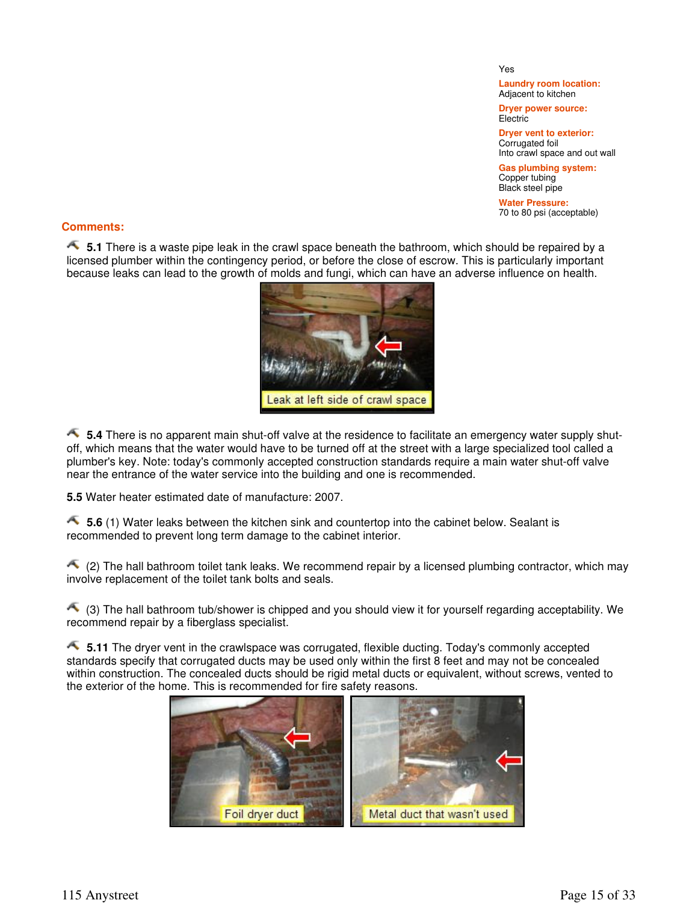Yes

**Laundry room location:**
Adjacent to kitchen

**Dryer power source:**
Electric

**Dryer vent to exterior:**
Corrugated foil
Into crawl space and out wall

**Gas plumbing system:**
Copper tubing
Black steel pipe

**Water Pressure:**
70 to 80 psi (acceptable)

## Comments:

**5.1** There is a waste pipe leak in the crawl space beneath the bathroom, which should be repaired by a licensed plumber within the contingency period, or before the close of escrow. This is particularly important because leaks can lead to the growth of molds and fungi, which can have an adverse influence on health.

Leak at left side of crawl space

**5.4** There is no apparent main shut-off valve at the residence to facilitate an emergency water supply shut-off, which means that the water would have to be turned off at the street with a large specialized tool called a plumber's key. Note: today's commonly accepted construction standards require a main water shut-off valve near the entrance of the water service into the building and one is recommended.

**5.5** Water heater estimated date of manufacture: 2007.

**5.6** (1) Water leaks between the kitchen sink and countertop into the cabinet below. Sealant is recommended to prevent long term damage to the cabinet interior.

(2) The hall bathroom toilet tank leaks. We recommend repair by a licensed plumbing contractor, which may involve replacement of the toilet tank bolts and seals.

(3) The hall bathroom tub/shower is chipped and you should view it for yourself regarding acceptability. We recommend repair by a fiberglass specialist.

**5.11** The dryer vent in the crawlspace was corrugated, flexible ducting. Today's commonly accepted standards specify that corrugated ducts may be used only within the first 8 feet and may not be concealed within construction. The concealed ducts should be rigid metal ducts or equivalent, without screws, vented to the exterior of the home. This is recommended for fire safety reasons.

Foil dryer duct

Metal duct that wasn't used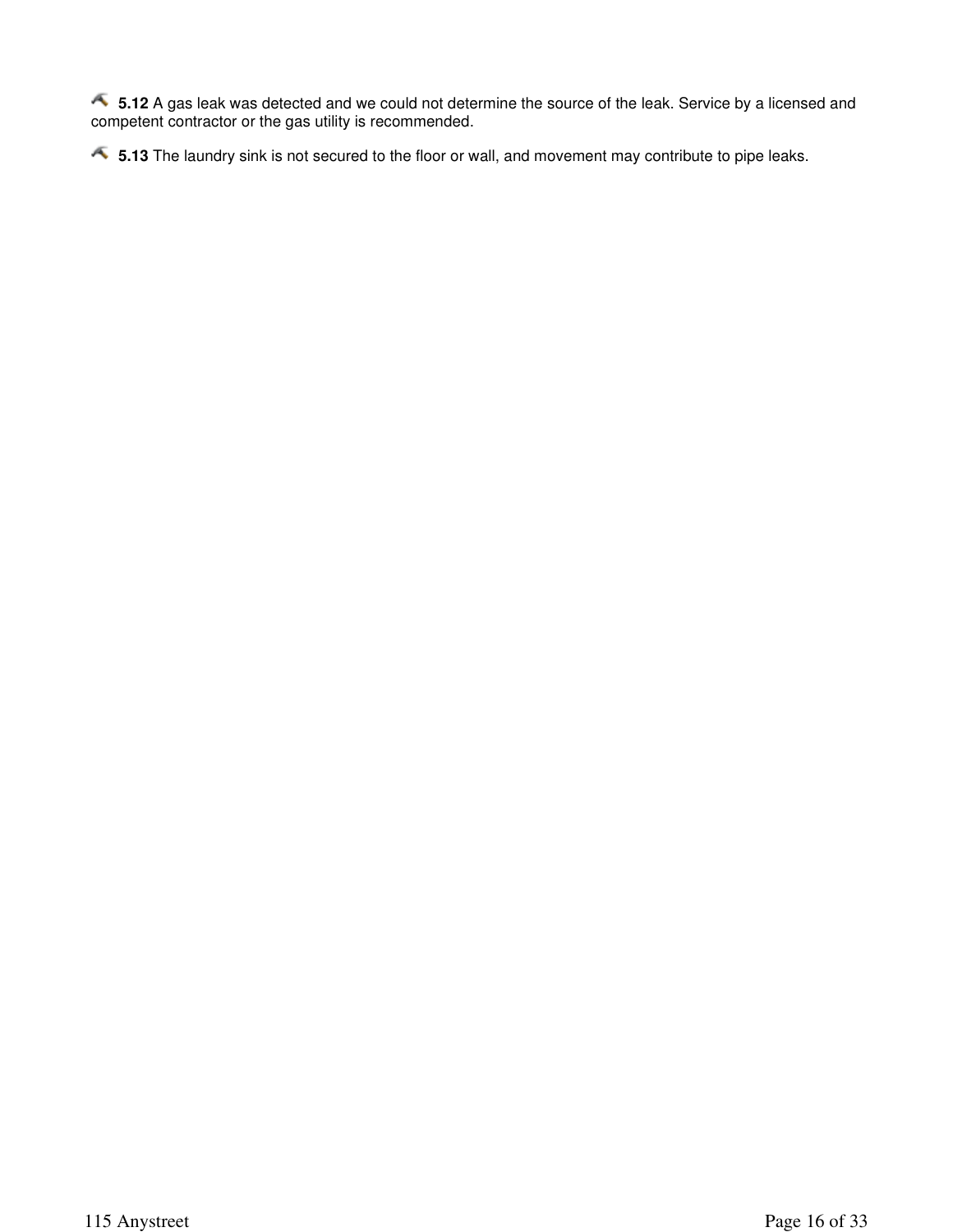**5.12** A gas leak was detected and we could not determine the source of the leak. Service by a licensed and competent contractor or the gas utility is recommended.

**5.13** The laundry sink is not secured to the floor or wall, and movement may contribute to pipe leaks.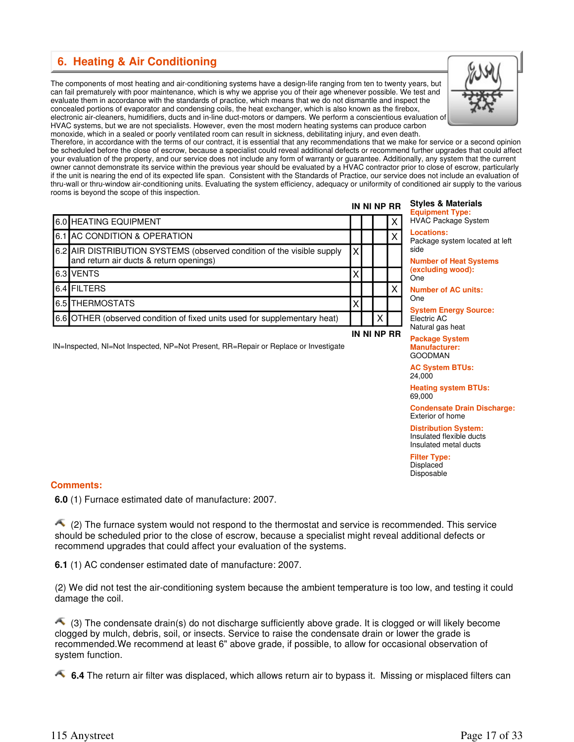## 6. Heating & Air Conditioning

The components of most heating and air-conditioning systems have a design-life ranging from ten to twenty years, but can fail prematurely with poor maintenance, which is why we apprise you of their age whenever possible. We test and evaluate them in accordance with the standards of practice, which means that we do not dismantle and inspect the concealed portions of evaporator and condensing coils, the heat exchanger, which is also known as the firebox, electronic air-cleaners, humidifiers, ducts and in-line duct-motors or dampers. We perform a conscientious evaluation of HVAC systems, but we are not specialists. However, even the most modern heating systems can produce carbon monoxide, which in a sealed or poorly ventilated room can result in sickness, debilitating injury, and even death. Therefore, in accordance with the terms of our contract, it is essential that any recommendations that we make for service or a second opinion be scheduled before the close of escrow, because a specialist could reveal additional defects or recommend further upgrades that could affect your evaluation of the property, and our service does not include any form of warranty or guarantee. Additionally, any system that the current owner cannot demonstrate its service within the previous year should be evaluated by a HVAC contractor prior to close of escrow, particularly if the unit is nearing the end of its expected life span. Consistent with the Standards of Practice, our service does not include an evaluation of thru-wall or thru-window air-conditioning units. Evaluating the system efficiency, adequacy or uniformity of conditioned air supply to the various rooms is beyond the scope of this inspection.

| | | IN | NI | NP | RR |
|---|---|---|---|---|---|
| 6.0 | HEATING EQUIPMENT | | | | X |
| 6.1 | AC CONDITION & OPERATION | | | | X |
| 6.2 | AIR DISTRIBUTION SYSTEMS (observed condition of the visible supply and return air ducts & return openings) | X | | | |
| 6.3 | VENTS | X | | | |
| 6.4 | FILTERS | | | | X |
| 6.5 | THERMOSTATS | X | | | |
| 6.6 | OTHER (observed condition of fixed units used for supplementary heat) | | | X | |

IN=Inspected, NI=Not Inspected, NP=Not Present, RR=Repair or Replace or Investigate

**Styles & Materials**

**Equipment Type:**
HVAC Package System

**Locations:**
Package system located at left side

**Number of Heat Systems (excluding wood):**
One

**Number of AC units:**
One

**System Energy Source:**
Electric AC
Natural gas heat

**Package System Manufacturer:**
GOODMAN

**AC System BTUs:**
24,000

**Heating system BTUs:**
69,000

**Condensate Drain Discharge:**
Exterior of home

**Distribution System:**
Insulated flexible ducts
Insulated metal ducts

**Filter Type:**
Displaced
Disposable

**Comments:**

**6.0** (1) Furnace estimated date of manufacture: 2007.

(2) The furnace system would not respond to the thermostat and service is recommended. This service should be scheduled prior to the close of escrow, because a specialist might reveal additional defects or recommend upgrades that could affect your evaluation of the systems.

**6.1** (1) AC condenser estimated date of manufacture: 2007.

(2) We did not test the air-conditioning system because the ambient temperature is too low, and testing it could damage the coil.

(3) The condensate drain(s) do not discharge sufficiently above grade. It is clogged or will likely become clogged by mulch, debris, soil, or insects. Service to raise the condensate drain or lower the grade is recommended.We recommend at least 6" above grade, if possible, to allow for occasional observation of system function.

**6.4** The return air filter was displaced, which allows return air to bypass it. Missing or misplaced filters can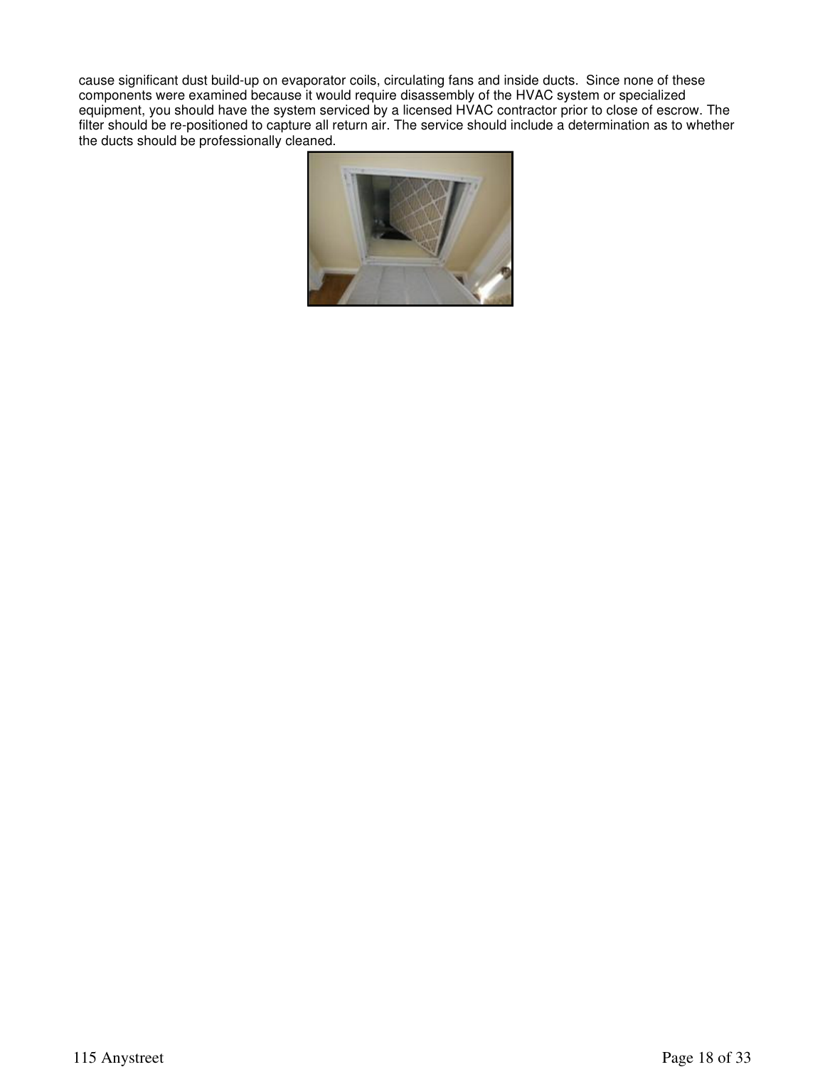cause significant dust build-up on evaporator coils, circulating fans and inside ducts. Since none of these components were examined because it would require disassembly of the HVAC system or specialized equipment, you should have the system serviced by a licensed HVAC contractor prior to close of escrow. The filter should be re-positioned to capture all return air. The service should include a determination as to whether the ducts should be professionally cleaned.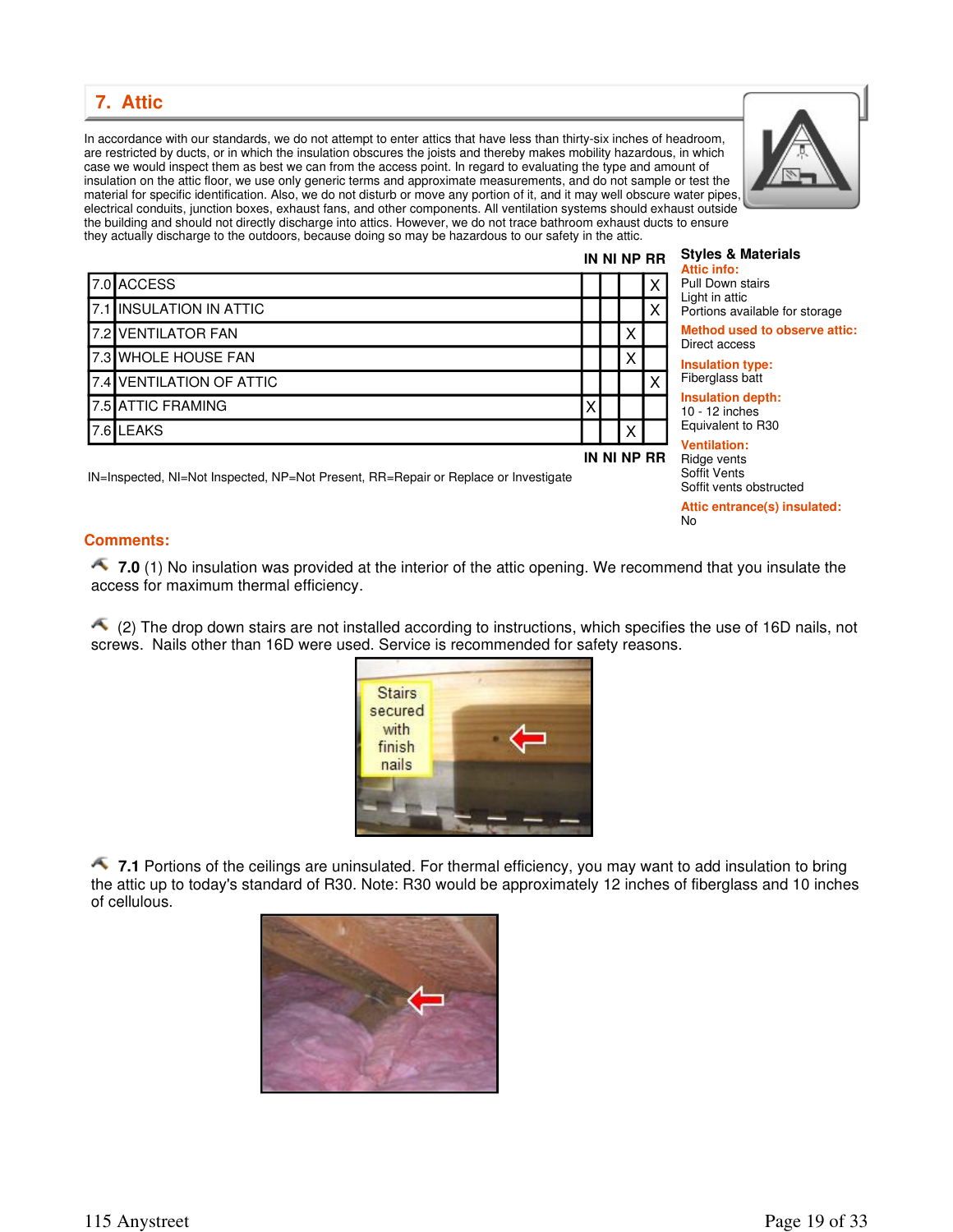## 7. Attic

In accordance with our standards, we do not attempt to enter attics that have less than thirty-six inches of headroom, are restricted by ducts, or in which the insulation obscures the joists and thereby makes mobility hazardous, in which case we would inspect them as best we can from the access point. In regard to evaluating the type and amount of insulation on the attic floor, we use only generic terms and approximate measurements, and do not sample or test the material for specific identification. Also, we do not disturb or move any portion of it, and it may well obscure water pipes, electrical conduits, junction boxes, exhaust fans, and other components. All ventilation systems should exhaust outside the building and should not directly discharge into attics. However, we do not trace bathroom exhaust ducts to ensure they actually discharge to the outdoors, because doing so may be hazardous to our safety in the attic.

| | | IN | NI | NP | RR |
|---|---|---|---|---|---|
| 7.0 | ACCESS | | | | X |
| 7.1 | INSULATION IN ATTIC | | | | X |
| 7.2 | VENTILATOR FAN | | | X | |
| 7.3 | WHOLE HOUSE FAN | | | X | |
| 7.4 | VENTILATION OF ATTIC | | | | X |
| 7.5 | ATTIC FRAMING | X | | | |
| 7.6 | LEAKS | | | X | |

IN=Inspected, NI=Not Inspected, NP=Not Present, RR=Repair or Replace or Investigate

**Styles & Materials**

**Attic info:**
Pull Down stairs
Light in attic
Portions available for storage

**Method used to observe attic:**
Direct access

**Insulation type:**
Fiberglass batt

**Insulation depth:**
10 - 12 inches
Equivalent to R30

**Ventilation:**
Ridge vents
Soffit Vents
Soffit vents obstructed

**Attic entrance(s) insulated:**
No

**Comments:**

**7.0** (1) No insulation was provided at the interior of the attic opening. We recommend that you insulate the access for maximum thermal efficiency.

(2) The drop down stairs are not installed according to instructions, which specifies the use of 16D nails, not screws. Nails other than 16D were used. Service is recommended for safety reasons.

**7.1** Portions of the ceilings are uninsulated. For thermal efficiency, you may want to add insulation to bring the attic up to today's standard of R30. Note: R30 would be approximately 12 inches of fiberglass and 10 inches of cellulous.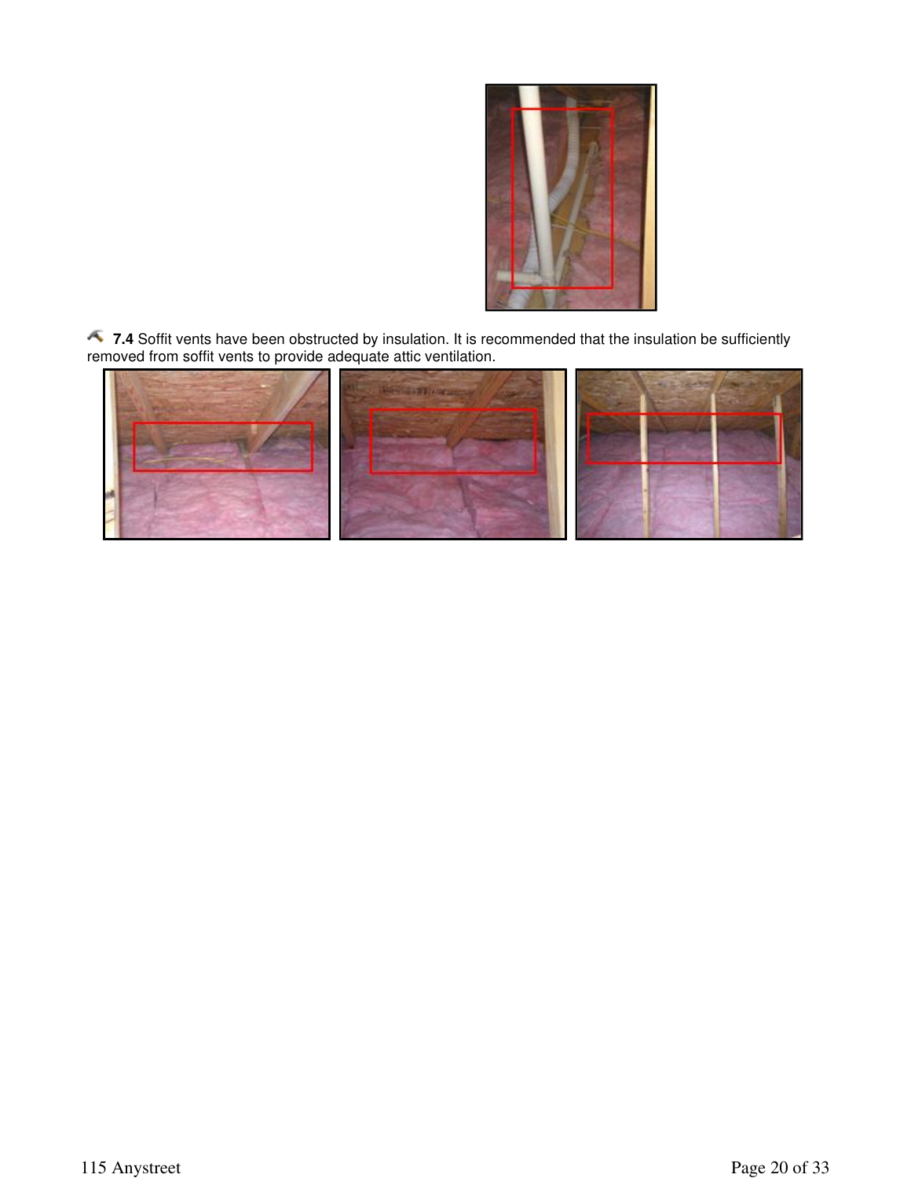**7.4** Soffit vents have been obstructed by insulation. It is recommended that the insulation be sufficiently removed from soffit vents to provide adequate attic ventilation.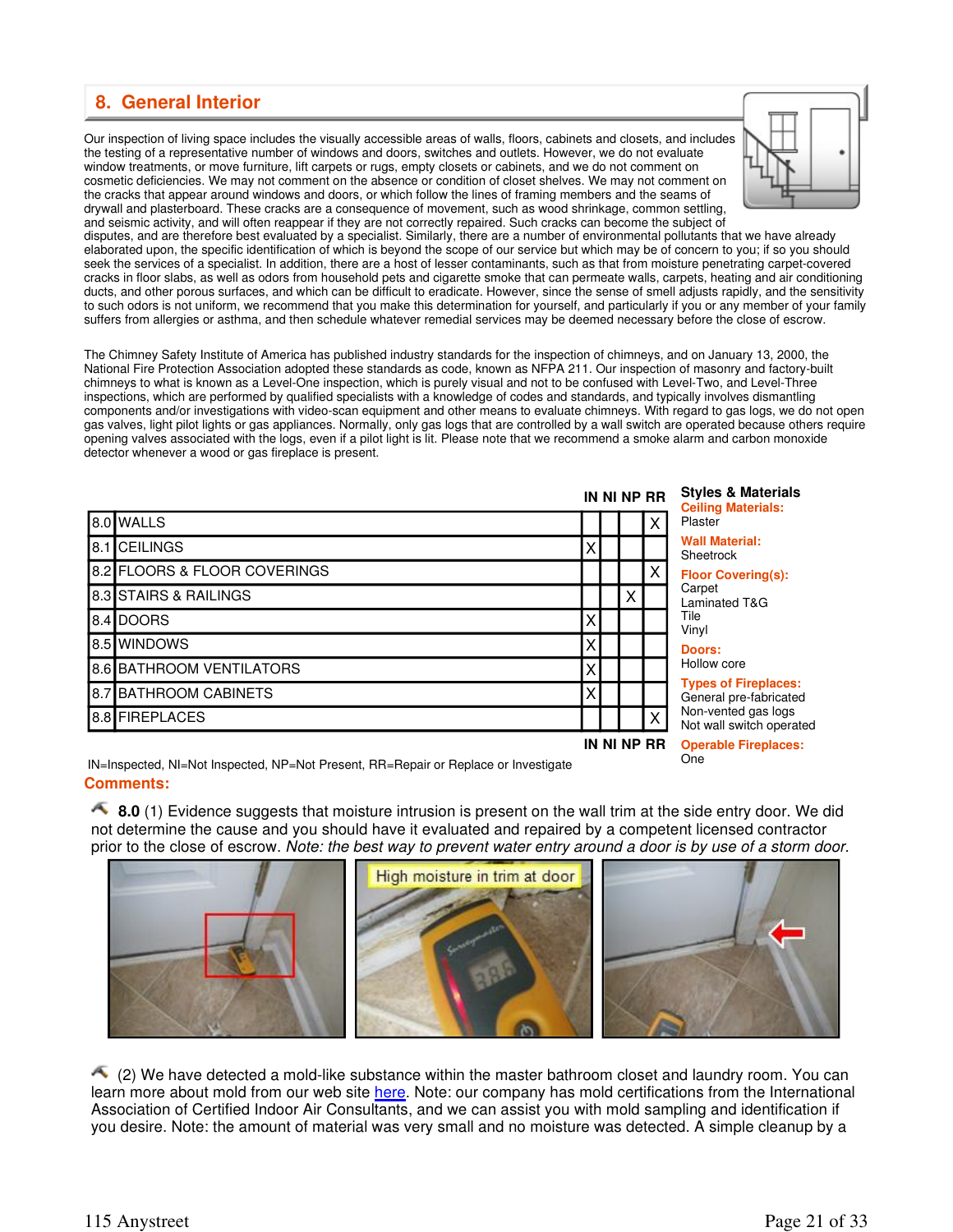## 8. General Interior

Our inspection of living space includes the visually accessible areas of walls, floors, cabinets and closets, and includes the testing of a representative number of windows and doors, switches and outlets. However, we do not evaluate window treatments, or move furniture, lift carpets or rugs, empty closets or cabinets, and we do not comment on cosmetic deficiencies. We may not comment on the absence or condition of closet shelves. We may not comment on the cracks that appear around windows and doors, or which follow the lines of framing members and the seams of drywall and plasterboard. These cracks are a consequence of movement, such as wood shrinkage, common settling, and seismic activity, and will often reappear if they are not correctly repaired. Such cracks can become the subject of disputes, and are therefore best evaluated by a specialist. Similarly, there are a number of environmental pollutants that we have already elaborated upon, the specific identification of which is beyond the scope of our service but which may be of concern to you; if so you should seek the services of a specialist. In addition, there are a host of lesser contaminants, such as that from moisture penetrating carpet-covered cracks in floor slabs, as well as odors from household pets and cigarette smoke that can permeate walls, carpets, heating and air conditioning ducts, and other porous surfaces, and which can be difficult to eradicate. However, since the sense of smell adjusts rapidly, and the sensitivity to such odors is not uniform, we recommend that you make this determination for yourself, and particularly if you or any member of your family suffers from allergies or asthma, and then schedule whatever remedial services may be deemed necessary before the close of escrow.

The Chimney Safety Institute of America has published industry standards for the inspection of chimneys, and on January 13, 2000, the National Fire Protection Association adopted these standards as code, known as NFPA 211. Our inspection of masonry and factory-built chimneys to what is known as a Level-One inspection, which is purely visual and not to be confused with Level-Two, and Level-Three inspections, which are performed by qualified specialists with a knowledge of codes and standards, and typically involves dismantling components and/or investigations with video-scan equipment and other means to evaluate chimneys. With regard to gas logs, we do not open gas valves, light pilot lights or gas appliances. Normally, only gas logs that are controlled by a wall switch are operated because others require opening valves associated with the logs, even if a pilot light is lit. Please note that we recommend a smoke alarm and carbon monoxide detector whenever a wood or gas fireplace is present.

| | | IN | NI | NP | RR |
|---|---|---|---|---|---|
| 8.0 | WALLS | | | | X |
| 8.1 | CEILINGS | X | | | |
| 8.2 | FLOORS & FLOOR COVERINGS | | | | X |
| 8.3 | STAIRS & RAILINGS | | | X | |
| 8.4 | DOORS | X | | | |
| 8.5 | WINDOWS | X | | | |
| 8.6 | BATHROOM VENTILATORS | X | | | |
| 8.7 | BATHROOM CABINETS | X | | | |
| 8.8 | FIREPLACES | | | | X |

IN=Inspected, NI=Not Inspected, NP=Not Present, RR=Repair or Replace or Investigate

**Styles & Materials**

**Ceiling Materials:**
Plaster

**Wall Material:**
Sheetrock

**Floor Covering(s):**
Carpet
Laminated T&G
Tile
Vinyl

**Doors:**
Hollow core

**Types of Fireplaces:**
General pre-fabricated
Non-vented gas logs
Not wall switch operated

**Operable Fireplaces:**
One

**Comments:**

**8.0** (1) Evidence suggests that moisture intrusion is present on the wall trim at the side entry door. We did not determine the cause and you should have it evaluated and repaired by a competent licensed contractor prior to the close of escrow. *Note: the best way to prevent water entry around a door is by use of a storm door.*

High moisture in trim at door

(2) We have detected a mold-like substance within the master bathroom closet and laundry room. You can learn more about mold from our web site here. Note: our company has mold certifications from the International Association of Certified Indoor Air Consultants, and we can assist you with mold sampling and identification if you desire. Note: the amount of material was very small and no moisture was detected. A simple cleanup by a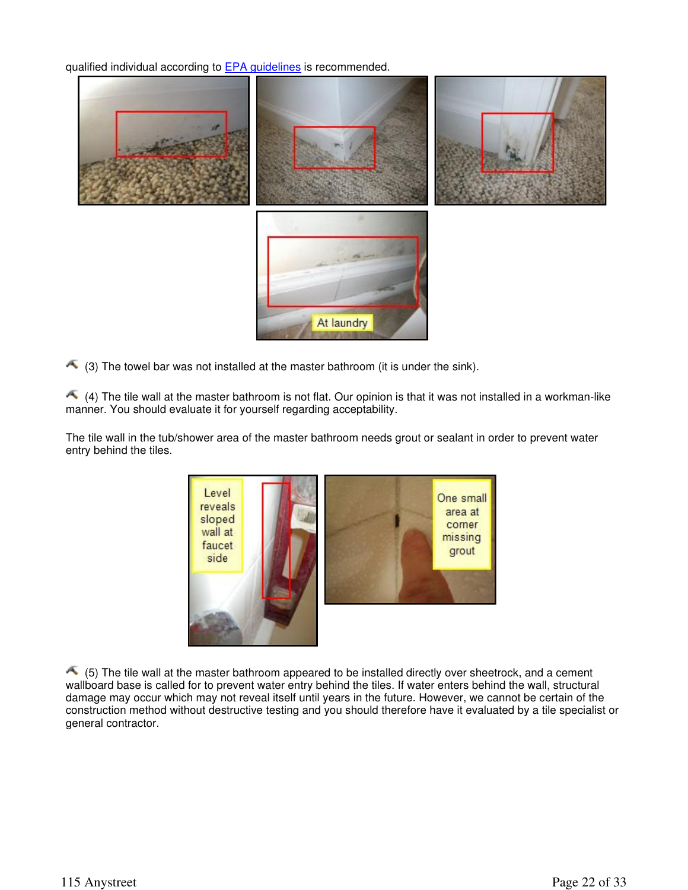qualified individual according to EPA guidelines is recommended.

(3) The towel bar was not installed at the master bathroom (it is under the sink).

(4) The tile wall at the master bathroom is not flat. Our opinion is that it was not installed in a workman-like manner. You should evaluate it for yourself regarding acceptability.

The tile wall in the tub/shower area of the master bathroom needs grout or sealant in order to prevent water entry behind the tiles.

(5) The tile wall at the master bathroom appeared to be installed directly over sheetrock, and a cement wallboard base is called for to prevent water entry behind the tiles. If water enters behind the wall, structural damage may occur which may not reveal itself until years in the future. However, we cannot be certain of the construction method without destructive testing and you should therefore have it evaluated by a tile specialist or general contractor.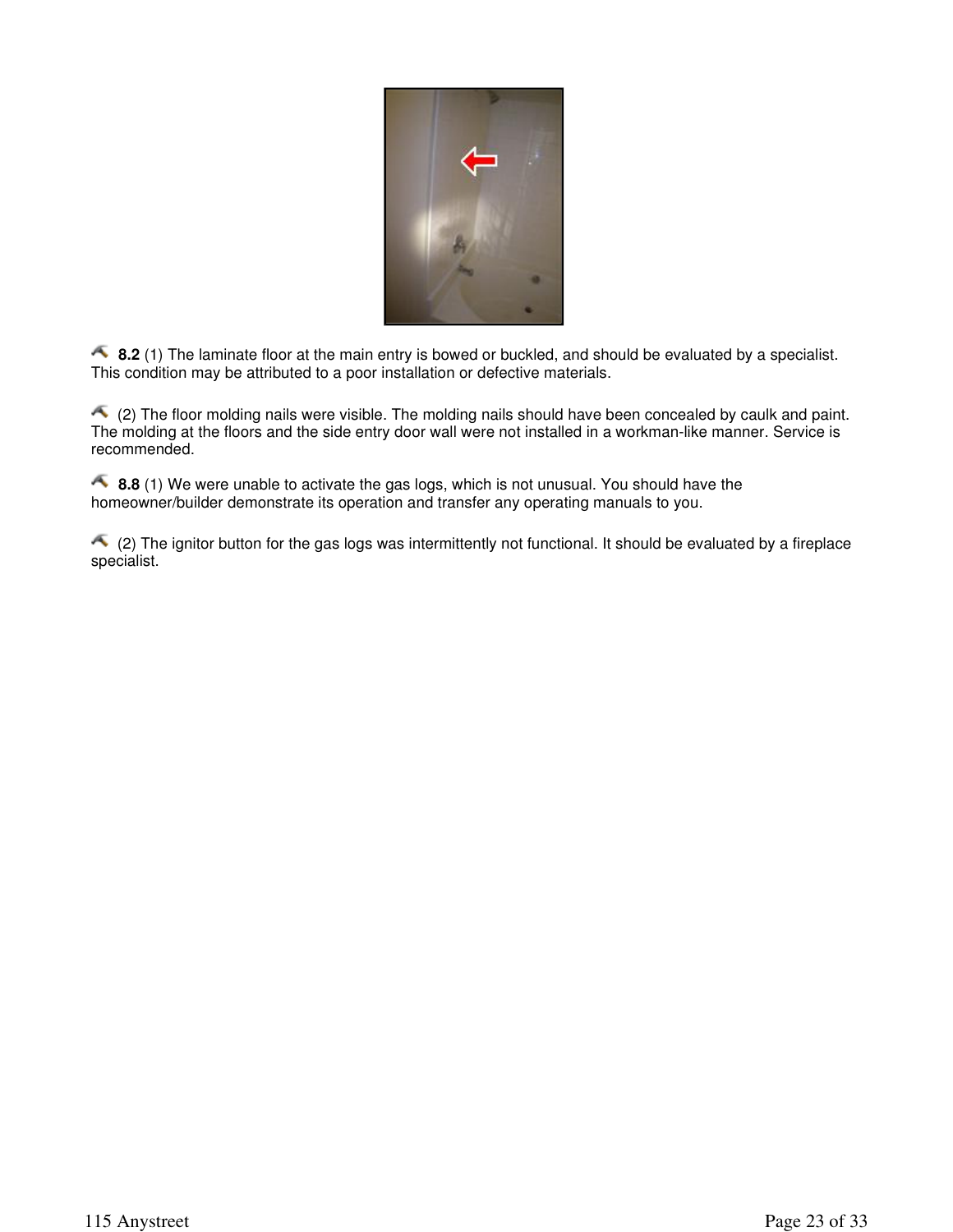**8.2** (1) The laminate floor at the main entry is bowed or buckled, and should be evaluated by a specialist. This condition may be attributed to a poor installation or defective materials.

(2) The floor molding nails were visible. The molding nails should have been concealed by caulk and paint. The molding at the floors and the side entry door wall were not installed in a workman-like manner. Service is recommended.

**8.8** (1) We were unable to activate the gas logs, which is not unusual. You should have the homeowner/builder demonstrate its operation and transfer any operating manuals to you.

(2) The ignitor button for the gas logs was intermittently not functional. It should be evaluated by a fireplace specialist.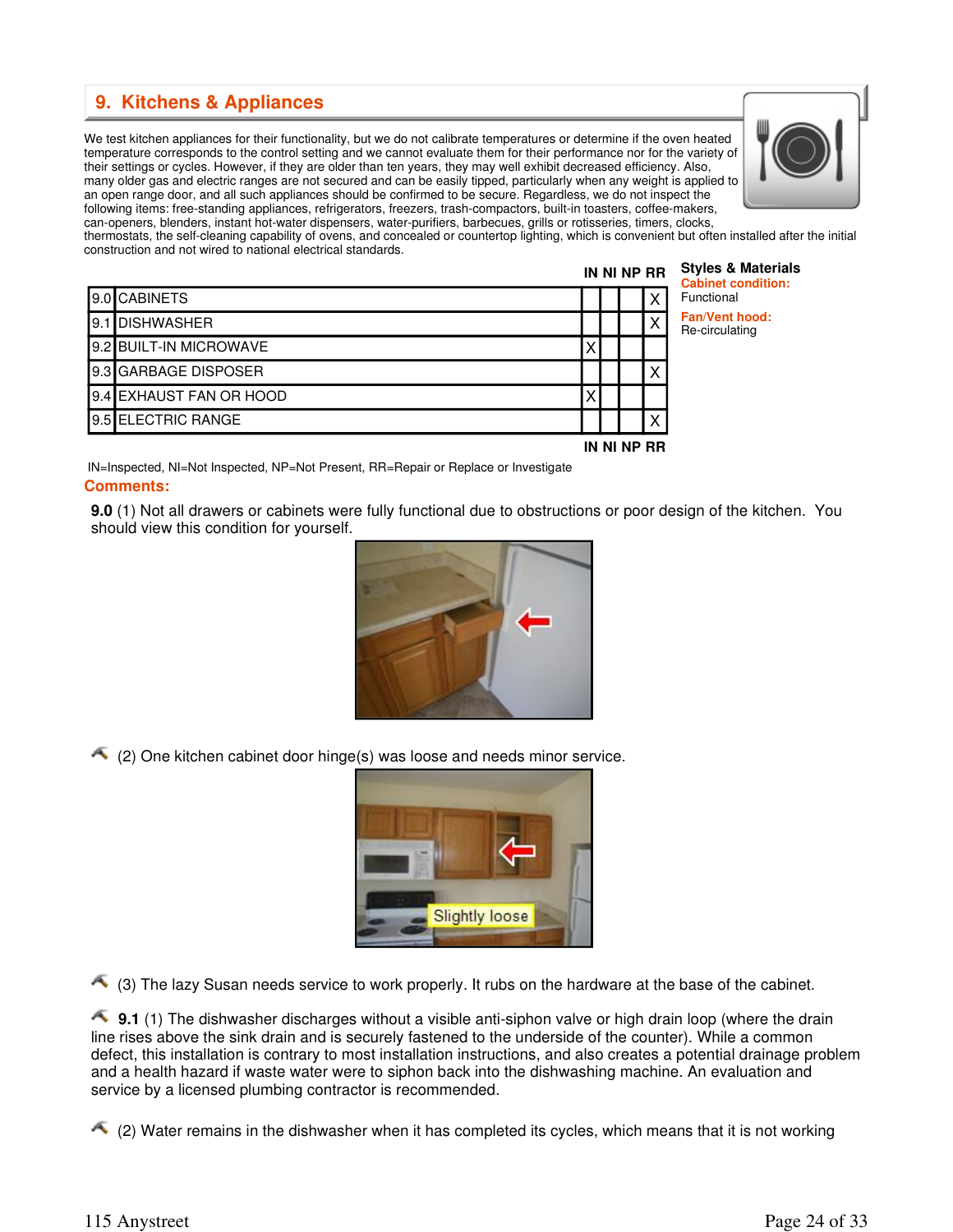## 9. Kitchens & Appliances

We test kitchen appliances for their functionality, but we do not calibrate temperatures or determine if the oven heated temperature corresponds to the control setting and we cannot evaluate them for their performance nor for the variety of their settings or cycles. However, if they are older than ten years, they may well exhibit decreased efficiency. Also, many older gas and electric ranges are not secured and can be easily tipped, particularly when any weight is applied to an open range door, and all such appliances should be confirmed to be secure. Regardless, we do not inspect the following items: free-standing appliances, refrigerators, freezers, trash-compactors, built-in toasters, coffee-makers, can-openers, blenders, instant hot-water dispensers, water-purifiers, barbecues, grills or rotisseries, timers, clocks, thermostats, the self-cleaning capability of ovens, and concealed or countertop lighting, which is convenient but often installed after the initial construction and not wired to national electrical standards.

| | | IN | NI | NP | RR |
|---|---|---|---|---|---|
| 9.0 | CABINETS | | | | X |
| 9.1 | DISHWASHER | | | | X |
| 9.2 | BUILT-IN MICROWAVE | X | | | |
| 9.3 | GARBAGE DISPOSER | | | | X |
| 9.4 | EXHAUST FAN OR HOOD | X | | | |
| 9.5 | ELECTRIC RANGE | | | | X |

IN=Inspected, NI=Not Inspected, NP=Not Present, RR=Repair or Replace or Investigate

**Styles & Materials**

**Cabinet condition:**
Functional

**Fan/Vent hood:**
Re-circulating

**Comments:**

**9.0** (1) Not all drawers or cabinets were fully functional due to obstructions or poor design of the kitchen. You should view this condition for yourself.

(2) One kitchen cabinet door hinge(s) was loose and needs minor service.

(3) The lazy Susan needs service to work properly. It rubs on the hardware at the base of the cabinet.

**9.1** (1) The dishwasher discharges without a visible anti-siphon valve or high drain loop (where the drain line rises above the sink drain and is securely fastened to the underside of the counter). While a common defect, this installation is contrary to most installation instructions, and also creates a potential drainage problem and a health hazard if waste water were to siphon back into the dishwashing machine. An evaluation and service by a licensed plumbing contractor is recommended.

(2) Water remains in the dishwasher when it has completed its cycles, which means that it is not working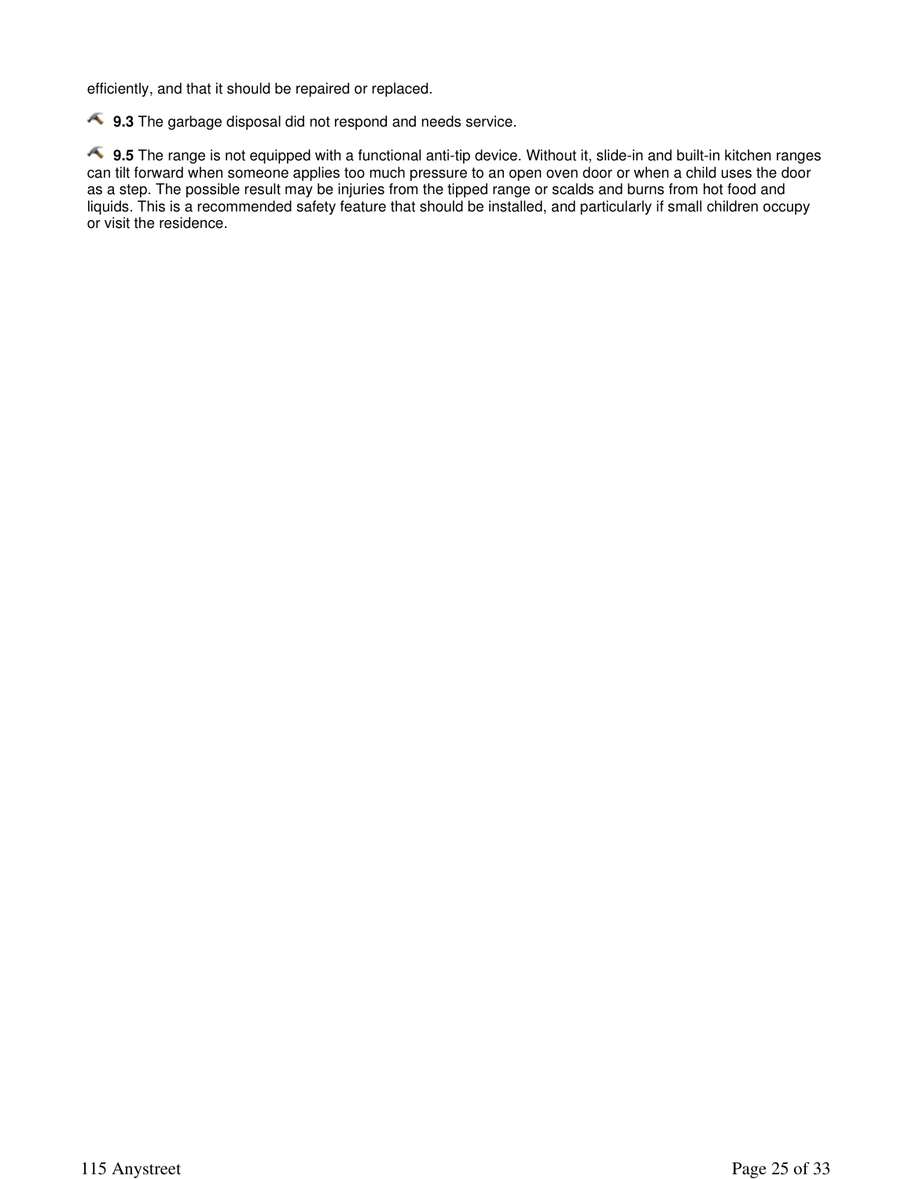efficiently, and that it should be repaired or replaced.

**9.3** The garbage disposal did not respond and needs service.

**9.5** The range is not equipped with a functional anti-tip device. Without it, slide-in and built-in kitchen ranges can tilt forward when someone applies too much pressure to an open oven door or when a child uses the door as a step. The possible result may be injuries from the tipped range or scalds and burns from hot food and liquids. This is a recommended safety feature that should be installed, and particularly if small children occupy or visit the residence.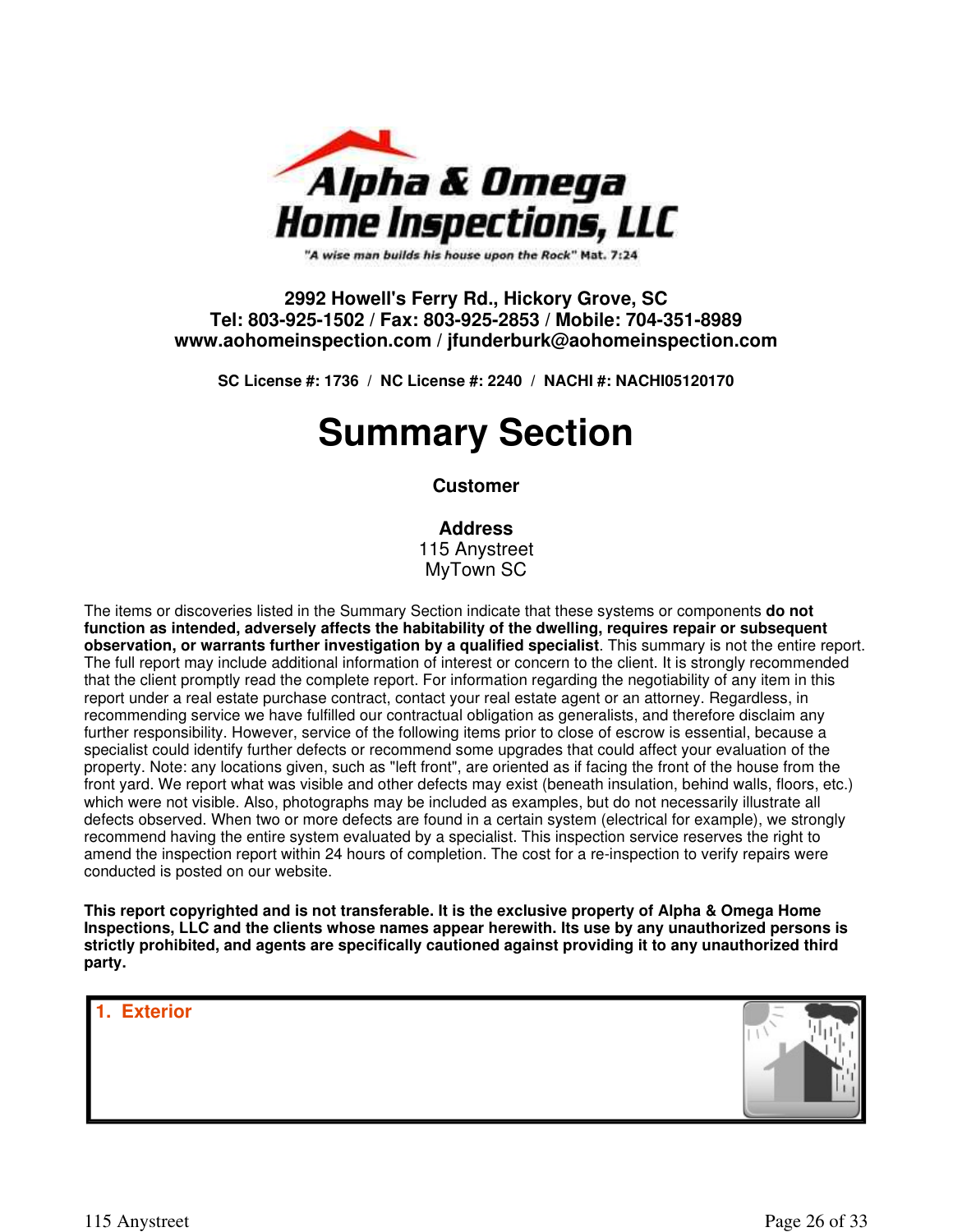**Alpha & Omega Home Inspections, LLC**

*"A wise man builds his house upon the Rock" Mat. 7:24*

**2992 Howell's Ferry Rd., Hickory Grove, SC**
**Tel: 803-925-1502 / Fax: 803-925-2853 / Mobile: 704-351-8989**
**www.aohomeinspection.com / jfunderburk@aohomeinspection.com**

**SC License #: 1736 / NC License #: 2240 / NACHI #: NACHI05120170**

# Summary Section

**Customer**

**Address**
115 Anystreet
MyTown SC

The items or discoveries listed in the Summary Section indicate that these systems or components **do not function as intended, adversely affects the habitability of the dwelling, requires repair or subsequent observation, or warrants further investigation by a qualified specialist**. This summary is not the entire report. The full report may include additional information of interest or concern to the client. It is strongly recommended that the client promptly read the complete report. For information regarding the negotiability of any item in this report under a real estate purchase contract, contact your real estate agent or an attorney. Regardless, in recommending service we have fulfilled our contractual obligation as generalists, and therefore disclaim any further responsibility. However, service of the following items prior to close of escrow is essential, because a specialist could identify further defects or recommend some upgrades that could affect your evaluation of the property. Note: any locations given, such as "left front", are oriented as if facing the front of the house from the front yard. We report what was visible and other defects may exist (beneath insulation, behind walls, floors, etc.) which were not visible. Also, photographs may be included as examples, but do not necessarily illustrate all defects observed. When two or more defects are found in a certain system (electrical for example), we strongly recommend having the entire system evaluated by a specialist. This inspection service reserves the right to amend the inspection report within 24 hours of completion. The cost for a re-inspection to verify repairs were conducted is posted on our website.

**This report copyrighted and is not transferable. It is the exclusive property of Alpha & Omega Home Inspections, LLC and the clients whose names appear herewith. Its use by any unauthorized persons is strictly prohibited, and agents are specifically cautioned against providing it to any unauthorized third party.**

## 1. Exterior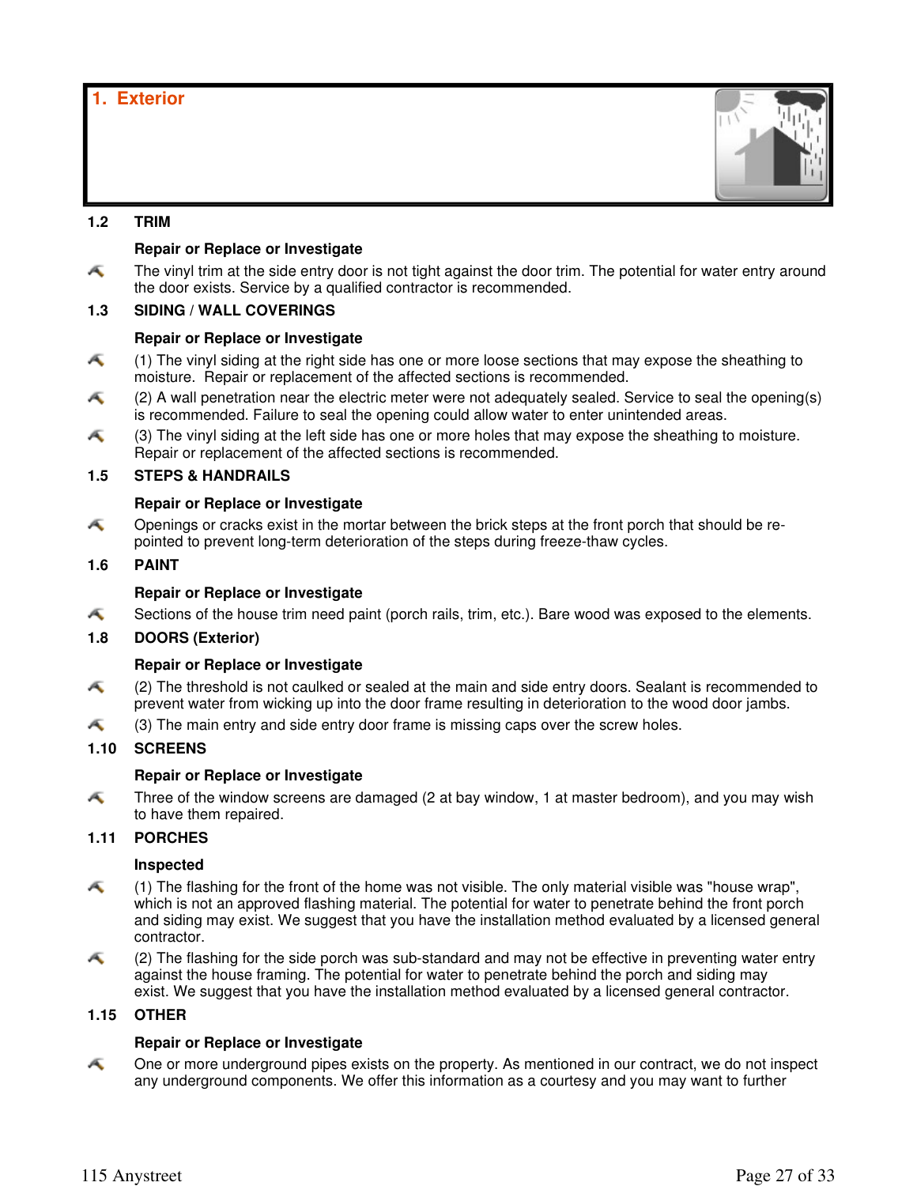# 1. Exterior

### 1.2 TRIM

**Repair or Replace or Investigate**

- The vinyl trim at the side entry door is not tight against the door trim. The potential for water entry around the door exists. Service by a qualified contractor is recommended.

### 1.3 SIDING / WALL COVERINGS

**Repair or Replace or Investigate**

- (1) The vinyl siding at the right side has one or more loose sections that may expose the sheathing to moisture. Repair or replacement of the affected sections is recommended.
- (2) A wall penetration near the electric meter were not adequately sealed. Service to seal the opening(s) is recommended. Failure to seal the opening could allow water to enter unintended areas.
- (3) The vinyl siding at the left side has one or more holes that may expose the sheathing to moisture. Repair or replacement of the affected sections is recommended.

### 1.5 STEPS & HANDRAILS

**Repair or Replace or Investigate**

- Openings or cracks exist in the mortar between the brick steps at the front porch that should be re-pointed to prevent long-term deterioration of the steps during freeze-thaw cycles.

### 1.6 PAINT

**Repair or Replace or Investigate**

- Sections of the house trim need paint (porch rails, trim, etc.). Bare wood was exposed to the elements.

### 1.8 DOORS (Exterior)

**Repair or Replace or Investigate**

- (2) The threshold is not caulked or sealed at the main and side entry doors. Sealant is recommended to prevent water from wicking up into the door frame resulting in deterioration to the wood door jambs.
- (3) The main entry and side entry door frame is missing caps over the screw holes.

### 1.10 SCREENS

**Repair or Replace or Investigate**

- Three of the window screens are damaged (2 at bay window, 1 at master bedroom), and you may wish to have them repaired.

### 1.11 PORCHES

**Inspected**

- (1) The flashing for the front of the home was not visible. The only material visible was "house wrap", which is not an approved flashing material. The potential for water to penetrate behind the front porch and siding may exist. We suggest that you have the installation method evaluated by a licensed general contractor.
- (2) The flashing for the side porch was sub-standard and may not be effective in preventing water entry against the house framing. The potential for water to penetrate behind the porch and siding may exist. We suggest that you have the installation method evaluated by a licensed general contractor.

### 1.15 OTHER

**Repair or Replace or Investigate**

- One or more underground pipes exists on the property. As mentioned in our contract, we do not inspect any underground components. We offer this information as a courtesy and you may want to further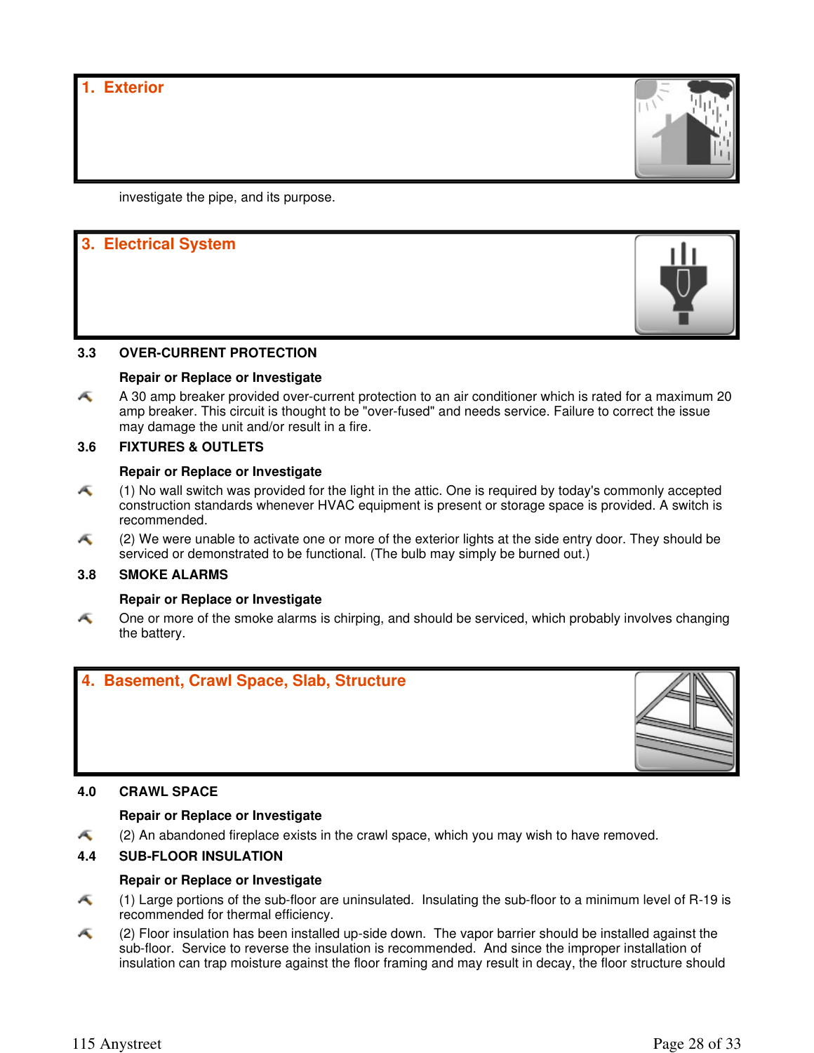## 1. Exterior

investigate the pipe, and its purpose.

## 3. Electrical System

**3.3 OVER-CURRENT PROTECTION**

**Repair or Replace or Investigate**

A 30 amp breaker provided over-current protection to an air conditioner which is rated for a maximum 20 amp breaker. This circuit is thought to be "over-fused" and needs service. Failure to correct the issue may damage the unit and/or result in a fire.

**3.6 FIXTURES & OUTLETS**

**Repair or Replace or Investigate**

(1) No wall switch was provided for the light in the attic. One is required by today's commonly accepted construction standards whenever HVAC equipment is present or storage space is provided. A switch is recommended.

(2) We were unable to activate one or more of the exterior lights at the side entry door. They should be serviced or demonstrated to be functional. (The bulb may simply be burned out.)

**3.8 SMOKE ALARMS**

**Repair or Replace or Investigate**

One or more of the smoke alarms is chirping, and should be serviced, which probably involves changing the battery.

## 4. Basement, Crawl Space, Slab, Structure

**4.0 CRAWL SPACE**

**Repair or Replace or Investigate**

(2) An abandoned fireplace exists in the crawl space, which you may wish to have removed.

**4.4 SUB-FLOOR INSULATION**

**Repair or Replace or Investigate**

(1) Large portions of the sub-floor are uninsulated. Insulating the sub-floor to a minimum level of R-19 is recommended for thermal efficiency.

(2) Floor insulation has been installed up-side down. The vapor barrier should be installed against the sub-floor. Service to reverse the insulation is recommended. And since the improper installation of insulation can trap moisture against the floor framing and may result in decay, the floor structure should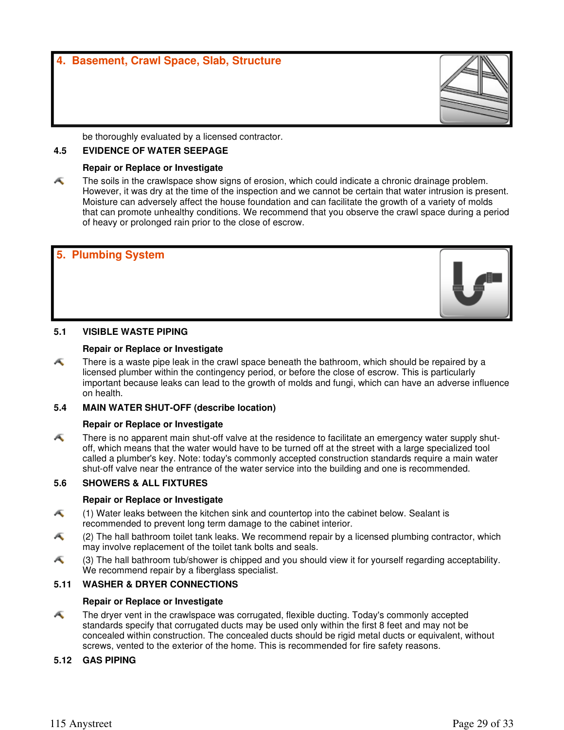## 4. Basement, Crawl Space, Slab, Structure

be thoroughly evaluated by a licensed contractor.

### 4.5 EVIDENCE OF WATER SEEPAGE

**Repair or Replace or Investigate**

The soils in the crawlspace show signs of erosion, which could indicate a chronic drainage problem. However, it was dry at the time of the inspection and we cannot be certain that water intrusion is present. Moisture can adversely affect the house foundation and can facilitate the growth of a variety of molds that can promote unhealthy conditions. We recommend that you observe the crawl space during a period of heavy or prolonged rain prior to the close of escrow.

## 5. Plumbing System

### 5.1 VISIBLE WASTE PIPING

**Repair or Replace or Investigate**

There is a waste pipe leak in the crawl space beneath the bathroom, which should be repaired by a licensed plumber within the contingency period, or before the close of escrow. This is particularly important because leaks can lead to the growth of molds and fungi, which can have an adverse influence on health.

### 5.4 MAIN WATER SHUT-OFF (describe location)

**Repair or Replace or Investigate**

There is no apparent main shut-off valve at the residence to facilitate an emergency water supply shut-off, which means that the water would have to be turned off at the street with a large specialized tool called a plumber's key. Note: today's commonly accepted construction standards require a main water shut-off valve near the entrance of the water service into the building and one is recommended.

### 5.6 SHOWERS & ALL FIXTURES

**Repair or Replace or Investigate**

(1) Water leaks between the kitchen sink and countertop into the cabinet below. Sealant is recommended to prevent long term damage to the cabinet interior.

(2) The hall bathroom toilet tank leaks. We recommend repair by a licensed plumbing contractor, which may involve replacement of the toilet tank bolts and seals.

(3) The hall bathroom tub/shower is chipped and you should view it for yourself regarding acceptability. We recommend repair by a fiberglass specialist.

### 5.11 WASHER & DRYER CONNECTIONS

**Repair or Replace or Investigate**

The dryer vent in the crawlspace was corrugated, flexible ducting. Today's commonly accepted standards specify that corrugated ducts may be used only within the first 8 feet and may not be concealed within construction. The concealed ducts should be rigid metal ducts or equivalent, without screws, vented to the exterior of the home. This is recommended for fire safety reasons.

### 5.12 GAS PIPING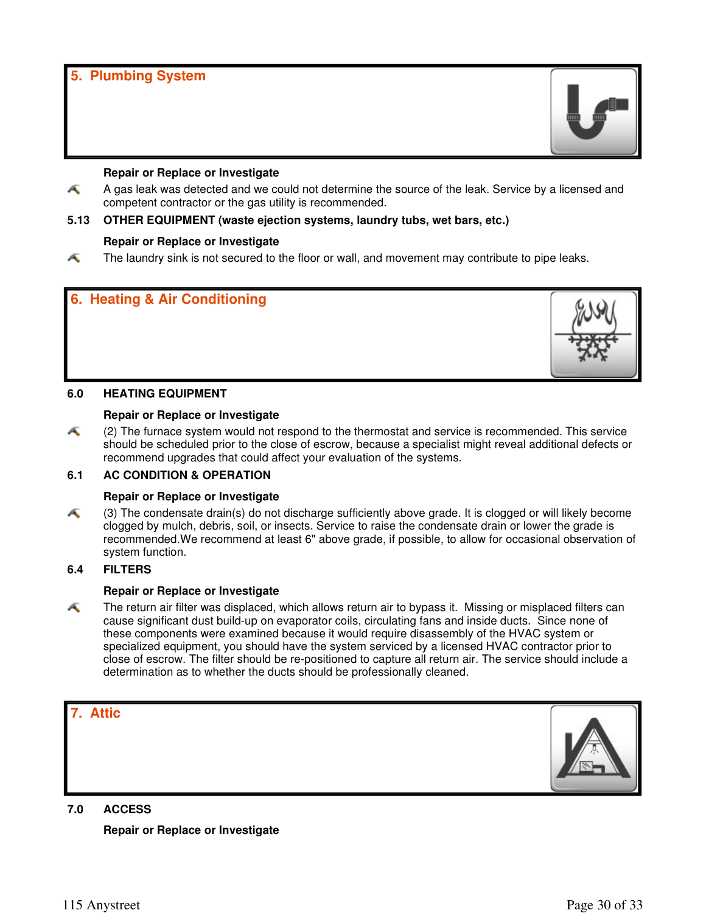## 5. Plumbing System

**Repair or Replace or Investigate**

- A gas leak was detected and we could not determine the source of the leak. Service by a licensed and competent contractor or the gas utility is recommended.

**5.13 OTHER EQUIPMENT (waste ejection systems, laundry tubs, wet bars, etc.)**

**Repair or Replace or Investigate**

- The laundry sink is not secured to the floor or wall, and movement may contribute to pipe leaks.

## 6. Heating & Air Conditioning

**6.0 HEATING EQUIPMENT**

**Repair or Replace or Investigate**

- (2) The furnace system would not respond to the thermostat and service is recommended. This service should be scheduled prior to the close of escrow, because a specialist might reveal additional defects or recommend upgrades that could affect your evaluation of the systems.

**6.1 AC CONDITION & OPERATION**

**Repair or Replace or Investigate**

- (3) The condensate drain(s) do not discharge sufficiently above grade. It is clogged or will likely become clogged by mulch, debris, soil, or insects. Service to raise the condensate drain or lower the grade is recommended.We recommend at least 6" above grade, if possible, to allow for occasional observation of system function.

**6.4 FILTERS**

**Repair or Replace or Investigate**

- The return air filter was displaced, which allows return air to bypass it. Missing or misplaced filters can cause significant dust build-up on evaporator coils, circulating fans and inside ducts. Since none of these components were examined because it would require disassembly of the HVAC system or specialized equipment, you should have the system serviced by a licensed HVAC contractor prior to close of escrow. The filter should be re-positioned to capture all return air. The service should include a determination as to whether the ducts should be professionally cleaned.

## 7. Attic

**7.0 ACCESS**

**Repair or Replace or Investigate**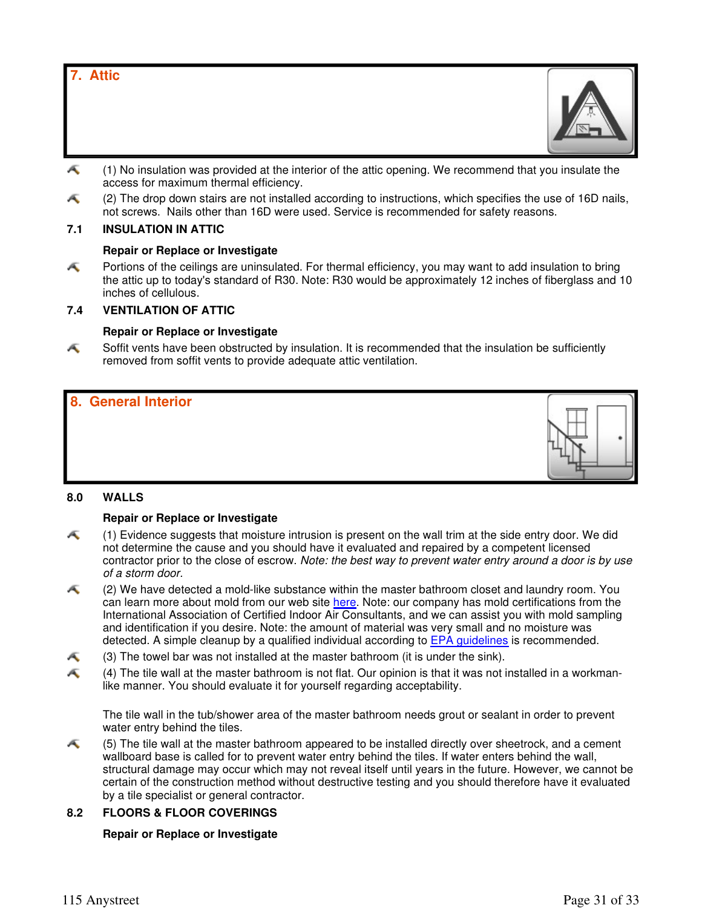## 7. Attic

- (1) No insulation was provided at the interior of the attic opening. We recommend that you insulate the access for maximum thermal efficiency.
- (2) The drop down stairs are not installed according to instructions, which specifies the use of 16D nails, not screws. Nails other than 16D were used. Service is recommended for safety reasons.

### 7.1 INSULATION IN ATTIC

**Repair or Replace or Investigate**

- Portions of the ceilings are uninsulated. For thermal efficiency, you may want to add insulation to bring the attic up to today's standard of R30. Note: R30 would be approximately 12 inches of fiberglass and 10 inches of cellulous.

### 7.4 VENTILATION OF ATTIC

**Repair or Replace or Investigate**

- Soffit vents have been obstructed by insulation. It is recommended that the insulation be sufficiently removed from soffit vents to provide adequate attic ventilation.

## 8. General Interior

### 8.0 WALLS

**Repair or Replace or Investigate**

- (1) Evidence suggests that moisture intrusion is present on the wall trim at the side entry door. We did not determine the cause and you should have it evaluated and repaired by a competent licensed contractor prior to the close of escrow. *Note: the best way to prevent water entry around a door is by use of a storm door.*
- (2) We have detected a mold-like substance within the master bathroom closet and laundry room. You can learn more about mold from our web site here. Note: our company has mold certifications from the International Association of Certified Indoor Air Consultants, and we can assist you with mold sampling and identification if you desire. Note: the amount of material was very small and no moisture was detected. A simple cleanup by a qualified individual according to EPA guidelines is recommended.
- (3) The towel bar was not installed at the master bathroom (it is under the sink).
- (4) The tile wall at the master bathroom is not flat. Our opinion is that it was not installed in a workman-like manner. You should evaluate it for yourself regarding acceptability.

  The tile wall in the tub/shower area of the master bathroom needs grout or sealant in order to prevent water entry behind the tiles.
- (5) The tile wall at the master bathroom appeared to be installed directly over sheetrock, and a cement wallboard base is called for to prevent water entry behind the tiles. If water enters behind the wall, structural damage may occur which may not reveal itself until years in the future. However, we cannot be certain of the construction method without destructive testing and you should therefore have it evaluated by a tile specialist or general contractor.

### 8.2 FLOORS & FLOOR COVERINGS

**Repair or Replace or Investigate**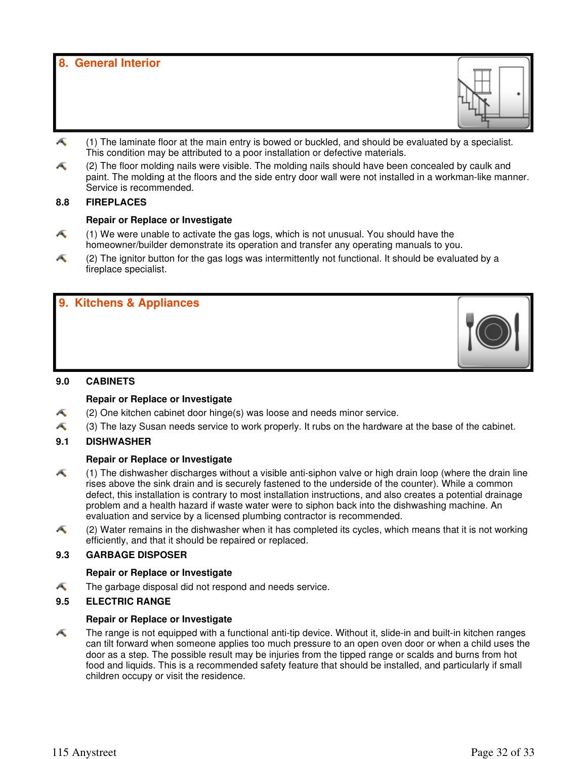## 8. General Interior

- (1) The laminate floor at the main entry is bowed or buckled, and should be evaluated by a specialist. This condition may be attributed to a poor installation or defective materials.
- (2) The floor molding nails were visible. The molding nails should have been concealed by caulk and paint. The molding at the floors and the side entry door wall were not installed in a workman-like manner. Service is recommended.

### 8.8 FIREPLACES

**Repair or Replace or Investigate**

- (1) We were unable to activate the gas logs, which is not unusual. You should have the homeowner/builder demonstrate its operation and transfer any operating manuals to you.
- (2) The ignitor button for the gas logs was intermittently not functional. It should be evaluated by a fireplace specialist.

## 9. Kitchens & Appliances

### 9.0 CABINETS

**Repair or Replace or Investigate**

- (2) One kitchen cabinet door hinge(s) was loose and needs minor service.
- (3) The lazy Susan needs service to work properly. It rubs on the hardware at the base of the cabinet.

### 9.1 DISHWASHER

**Repair or Replace or Investigate**

- (1) The dishwasher discharges without a visible anti-siphon valve or high drain loop (where the drain line rises above the sink drain and is securely fastened to the underside of the counter). While a common defect, this installation is contrary to most installation instructions, and also creates a potential drainage problem and a health hazard if waste water were to siphon back into the dishwashing machine. An evaluation and service by a licensed plumbing contractor is recommended.
- (2) Water remains in the dishwasher when it has completed its cycles, which means that it is not working efficiently, and that it should be repaired or replaced.

### 9.3 GARBAGE DISPOSER

**Repair or Replace or Investigate**

- The garbage disposal did not respond and needs service.

### 9.5 ELECTRIC RANGE

**Repair or Replace or Investigate**

- The range is not equipped with a functional anti-tip device. Without it, slide-in and built-in kitchen ranges can tilt forward when someone applies too much pressure to an open oven door or when a child uses the door as a step. The possible result may be injuries from the tipped range or scalds and burns from hot food and liquids. This is a recommended safety feature that should be installed, and particularly if small children occupy or visit the residence.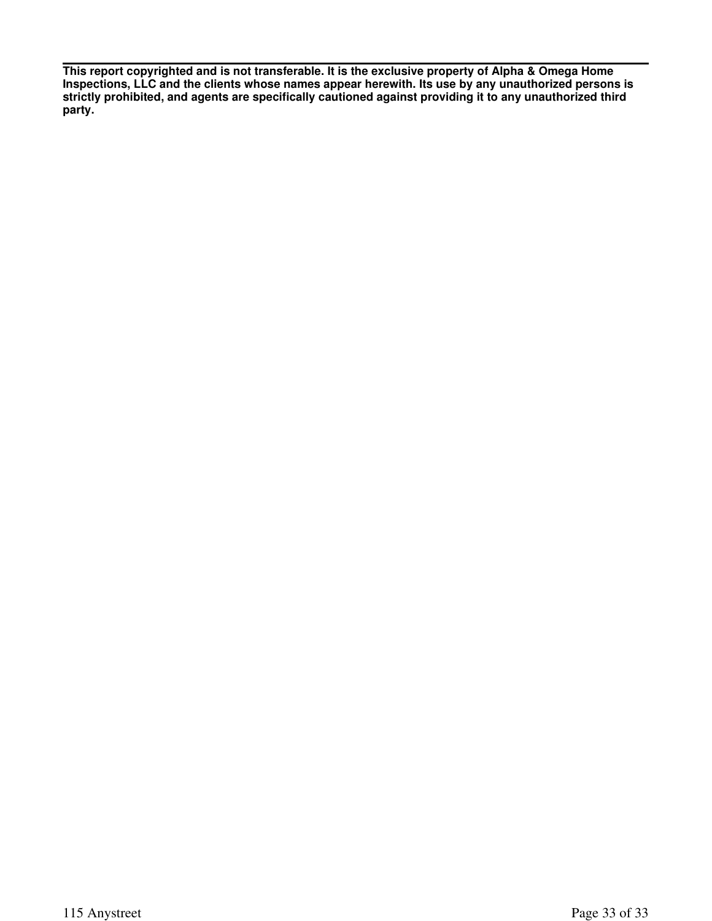**This report copyrighted and is not transferable. It is the exclusive property of Alpha & Omega Home Inspections, LLC and the clients whose names appear herewith. Its use by any unauthorized persons is strictly prohibited, and agents are specifically cautioned against providing it to any unauthorized third party.**